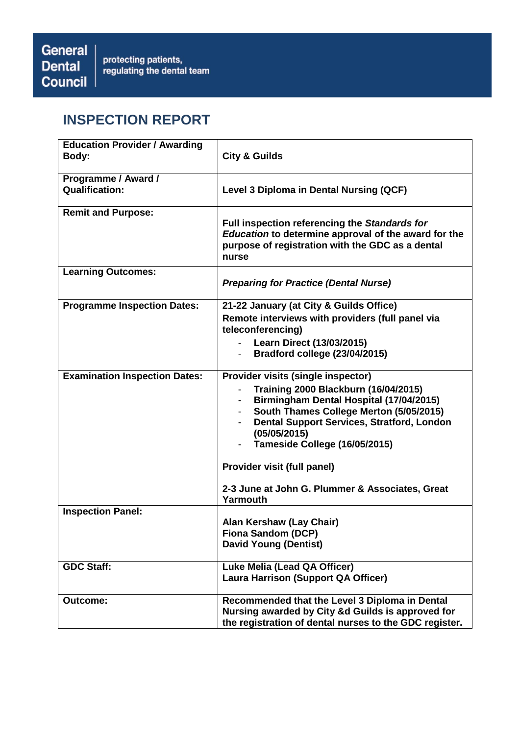General Dental Council | protecting patients, regulating the dental team

# INSPECTION REPORT

| | |
|---|---|
| **Education Provider / Awarding Body:** | **City & Guilds** |
| **Programme / Award / Qualification:** | **Level 3 Diploma in Dental Nursing (QCF)** |
| **Remit and Purpose:** | **Full inspection referencing the *Standards for Education* to determine approval of the award for the purpose of registration with the GDC as a dental nurse** |
| **Learning Outcomes:** | ***Preparing for Practice (Dental Nurse)*** |
| **Programme Inspection Dates:** | **21-22 January (at City & Guilds Office)**<br>**Remote interviews with providers (full panel via teleconferencing)**<br>- **Learn Direct (13/03/2015)**<br>- **Bradford college (23/04/2015)** |
| **Examination Inspection Dates:** | **Provider visits (single inspector)**<br>- **Training 2000 Blackburn (16/04/2015)**<br>- **Birmingham Dental Hospital (17/04/2015)**<br>- **South Thames College Merton (5/05/2015)**<br>- **Dental Support Services, Stratford, London (05/05/2015)**<br>- **Tameside College (16/05/2015)**<br><br>**Provider visit (full panel)**<br><br>**2-3 June at John G. Plummer & Associates, Great Yarmouth** |
| **Inspection Panel:** | **Alan Kershaw (Lay Chair)**<br>**Fiona Sandom (DCP)**<br>**David Young (Dentist)** |
| **GDC Staff:** | **Luke Melia (Lead QA Officer)**<br>**Laura Harrison (Support QA Officer)** |
| **Outcome:** | **Recommended that the Level 3 Diploma in Dental Nursing awarded by City &d Guilds is approved for the registration of dental nurses to the GDC register.** |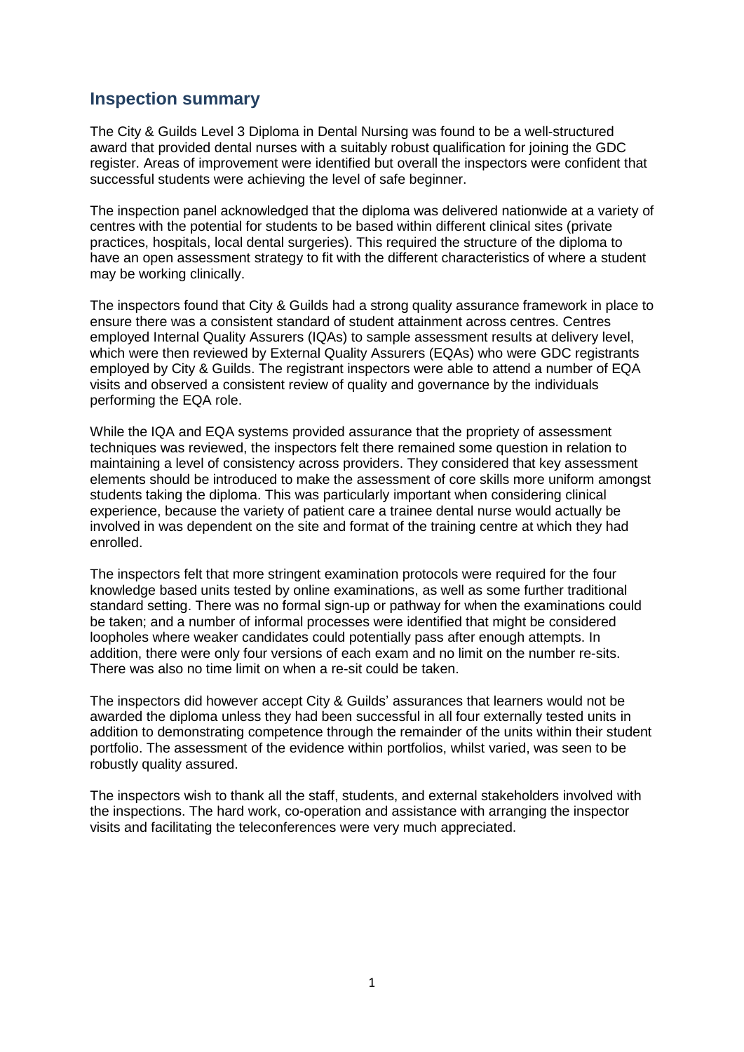## Inspection summary

The City & Guilds Level 3 Diploma in Dental Nursing was found to be a well-structured award that provided dental nurses with a suitably robust qualification for joining the GDC register. Areas of improvement were identified but overall the inspectors were confident that successful students were achieving the level of safe beginner.

The inspection panel acknowledged that the diploma was delivered nationwide at a variety of centres with the potential for students to be based within different clinical sites (private practices, hospitals, local dental surgeries). This required the structure of the diploma to have an open assessment strategy to fit with the different characteristics of where a student may be working clinically.

The inspectors found that City & Guilds had a strong quality assurance framework in place to ensure there was a consistent standard of student attainment across centres. Centres employed Internal Quality Assurers (IQAs) to sample assessment results at delivery level, which were then reviewed by External Quality Assurers (EQAs) who were GDC registrants employed by City & Guilds. The registrant inspectors were able to attend a number of EQA visits and observed a consistent review of quality and governance by the individuals performing the EQA role.

While the IQA and EQA systems provided assurance that the propriety of assessment techniques was reviewed, the inspectors felt there remained some question in relation to maintaining a level of consistency across providers. They considered that key assessment elements should be introduced to make the assessment of core skills more uniform amongst students taking the diploma. This was particularly important when considering clinical experience, because the variety of patient care a trainee dental nurse would actually be involved in was dependent on the site and format of the training centre at which they had enrolled.

The inspectors felt that more stringent examination protocols were required for the four knowledge based units tested by online examinations, as well as some further traditional standard setting. There was no formal sign-up or pathway for when the examinations could be taken; and a number of informal processes were identified that might be considered loopholes where weaker candidates could potentially pass after enough attempts. In addition, there were only four versions of each exam and no limit on the number re-sits. There was also no time limit on when a re-sit could be taken.

The inspectors did however accept City & Guilds' assurances that learners would not be awarded the diploma unless they had been successful in all four externally tested units in addition to demonstrating competence through the remainder of the units within their student portfolio. The assessment of the evidence within portfolios, whilst varied, was seen to be robustly quality assured.

The inspectors wish to thank all the staff, students, and external stakeholders involved with the inspections. The hard work, co-operation and assistance with arranging the inspector visits and facilitating the teleconferences were very much appreciated.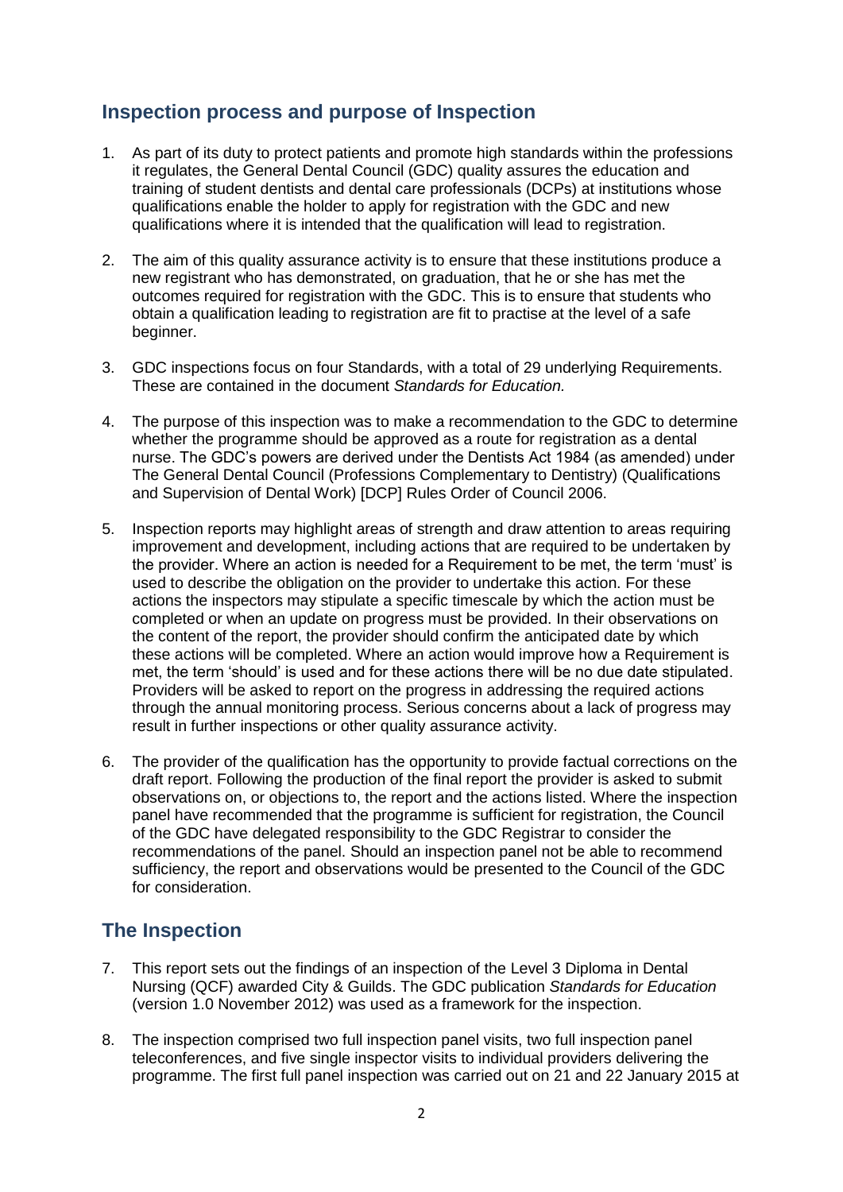## Inspection process and purpose of Inspection

1. As part of its duty to protect patients and promote high standards within the professions it regulates, the General Dental Council (GDC) quality assures the education and training of student dentists and dental care professionals (DCPs) at institutions whose qualifications enable the holder to apply for registration with the GDC and new qualifications where it is intended that the qualification will lead to registration.

2. The aim of this quality assurance activity is to ensure that these institutions produce a new registrant who has demonstrated, on graduation, that he or she has met the outcomes required for registration with the GDC. This is to ensure that students who obtain a qualification leading to registration are fit to practise at the level of a safe beginner.

3. GDC inspections focus on four Standards, with a total of 29 underlying Requirements. These are contained in the document *Standards for Education.*

4. The purpose of this inspection was to make a recommendation to the GDC to determine whether the programme should be approved as a route for registration as a dental nurse. The GDC's powers are derived under the Dentists Act 1984 (as amended) under The General Dental Council (Professions Complementary to Dentistry) (Qualifications and Supervision of Dental Work) [DCP] Rules Order of Council 2006.

5. Inspection reports may highlight areas of strength and draw attention to areas requiring improvement and development, including actions that are required to be undertaken by the provider. Where an action is needed for a Requirement to be met, the term 'must' is used to describe the obligation on the provider to undertake this action. For these actions the inspectors may stipulate a specific timescale by which the action must be completed or when an update on progress must be provided. In their observations on the content of the report, the provider should confirm the anticipated date by which these actions will be completed. Where an action would improve how a Requirement is met, the term 'should' is used and for these actions there will be no due date stipulated. Providers will be asked to report on the progress in addressing the required actions through the annual monitoring process. Serious concerns about a lack of progress may result in further inspections or other quality assurance activity.

6. The provider of the qualification has the opportunity to provide factual corrections on the draft report. Following the production of the final report the provider is asked to submit observations on, or objections to, the report and the actions listed. Where the inspection panel have recommended that the programme is sufficient for registration, the Council of the GDC have delegated responsibility to the GDC Registrar to consider the recommendations of the panel. Should an inspection panel not be able to recommend sufficiency, the report and observations would be presented to the Council of the GDC for consideration.

## The Inspection

7. This report sets out the findings of an inspection of the Level 3 Diploma in Dental Nursing (QCF) awarded City & Guilds. The GDC publication *Standards for Education* (version 1.0 November 2012) was used as a framework for the inspection.

8. The inspection comprised two full inspection panel visits, two full inspection panel teleconferences, and five single inspector visits to individual providers delivering the programme. The first full panel inspection was carried out on 21 and 22 January 2015 at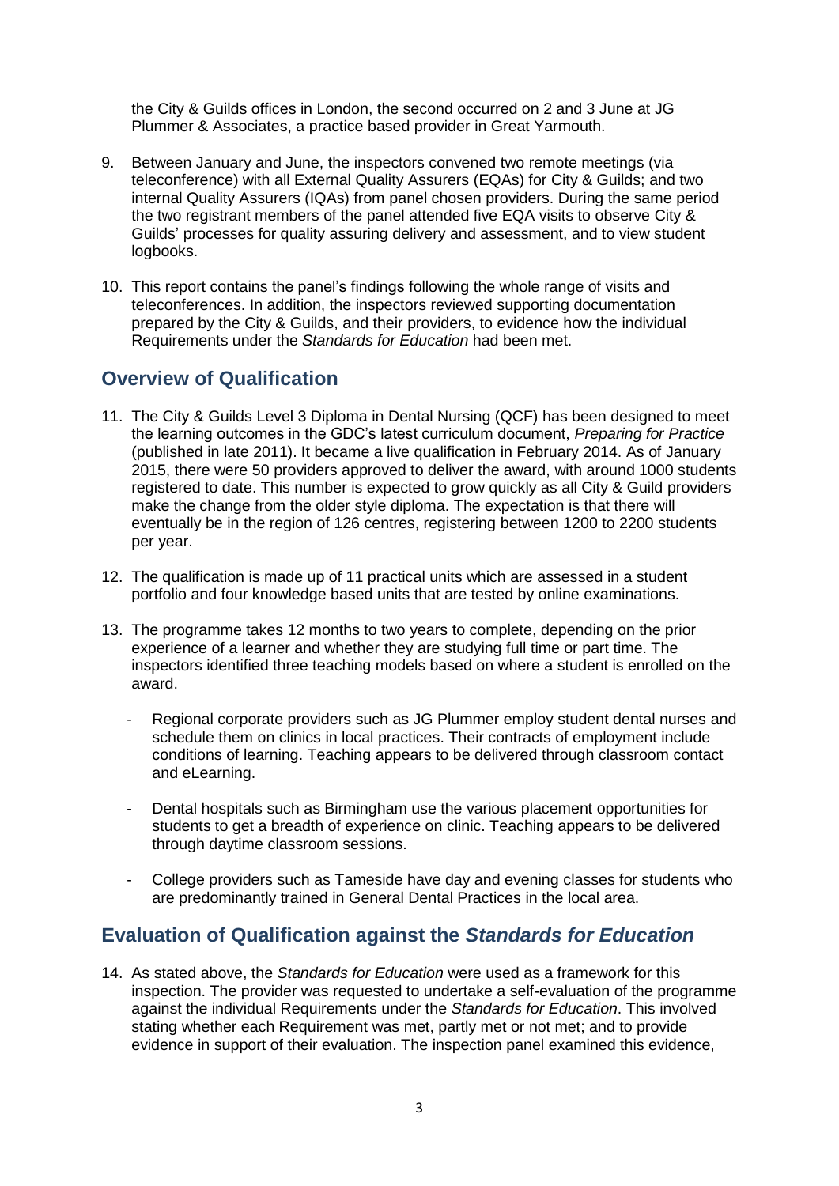the City & Guilds offices in London, the second occurred on 2 and 3 June at JG Plummer & Associates, a practice based provider in Great Yarmouth.

9. Between January and June, the inspectors convened two remote meetings (via teleconference) with all External Quality Assurers (EQAs) for City & Guilds; and two internal Quality Assurers (IQAs) from panel chosen providers. During the same period the two registrant members of the panel attended five EQA visits to observe City & Guilds' processes for quality assuring delivery and assessment, and to view student logbooks.

10. This report contains the panel's findings following the whole range of visits and teleconferences. In addition, the inspectors reviewed supporting documentation prepared by the City & Guilds, and their providers, to evidence how the individual Requirements under the *Standards for Education* had been met.

## Overview of Qualification

11. The City & Guilds Level 3 Diploma in Dental Nursing (QCF) has been designed to meet the learning outcomes in the GDC's latest curriculum document, *Preparing for Practice* (published in late 2011). It became a live qualification in February 2014. As of January 2015, there were 50 providers approved to deliver the award, with around 1000 students registered to date. This number is expected to grow quickly as all City & Guild providers make the change from the older style diploma. The expectation is that there will eventually be in the region of 126 centres, registering between 1200 to 2200 students per year.

12. The qualification is made up of 11 practical units which are assessed in a student portfolio and four knowledge based units that are tested by online examinations.

13. The programme takes 12 months to two years to complete, depending on the prior experience of a learner and whether they are studying full time or part time. The inspectors identified three teaching models based on where a student is enrolled on the award.

    - Regional corporate providers such as JG Plummer employ student dental nurses and schedule them on clinics in local practices. Their contracts of employment include conditions of learning. Teaching appears to be delivered through classroom contact and eLearning.

    - Dental hospitals such as Birmingham use the various placement opportunities for students to get a breadth of experience on clinic. Teaching appears to be delivered through daytime classroom sessions.

    - College providers such as Tameside have day and evening classes for students who are predominantly trained in General Dental Practices in the local area.

## Evaluation of Qualification against the *Standards for Education*

14. As stated above, the *Standards for Education* were used as a framework for this inspection. The provider was requested to undertake a self-evaluation of the programme against the individual Requirements under the *Standards for Education*. This involved stating whether each Requirement was met, partly met or not met; and to provide evidence in support of their evaluation. The inspection panel examined this evidence,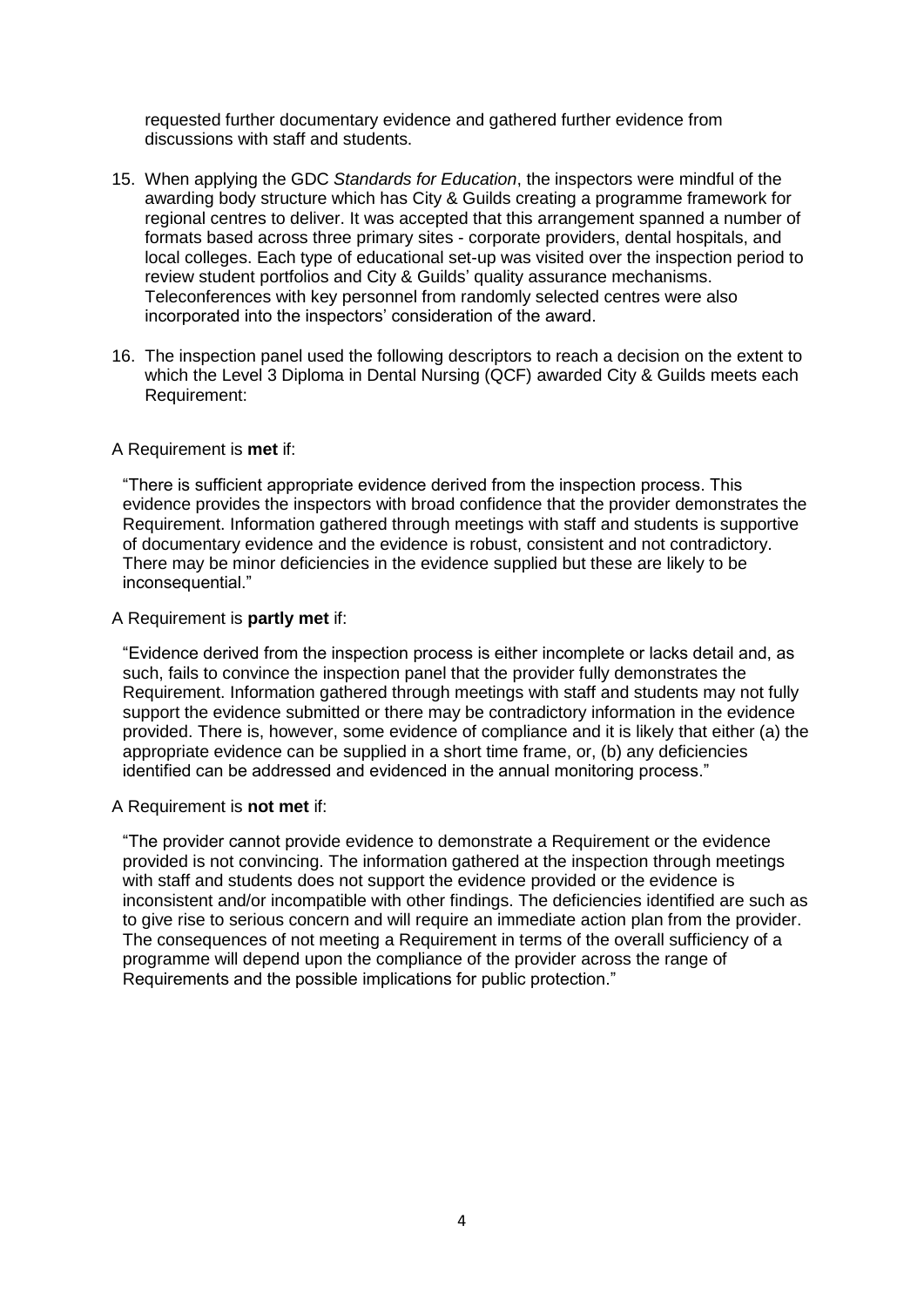requested further documentary evidence and gathered further evidence from discussions with staff and students.

15. When applying the GDC *Standards for Education*, the inspectors were mindful of the awarding body structure which has City & Guilds creating a programme framework for regional centres to deliver. It was accepted that this arrangement spanned a number of formats based across three primary sites - corporate providers, dental hospitals, and local colleges. Each type of educational set-up was visited over the inspection period to review student portfolios and City & Guilds' quality assurance mechanisms. Teleconferences with key personnel from randomly selected centres were also incorporated into the inspectors' consideration of the award.

16. The inspection panel used the following descriptors to reach a decision on the extent to which the Level 3 Diploma in Dental Nursing (QCF) awarded City & Guilds meets each Requirement:

A Requirement is **met** if:

> "There is sufficient appropriate evidence derived from the inspection process. This evidence provides the inspectors with broad confidence that the provider demonstrates the Requirement. Information gathered through meetings with staff and students is supportive of documentary evidence and the evidence is robust, consistent and not contradictory. There may be minor deficiencies in the evidence supplied but these are likely to be inconsequential."

A Requirement is **partly met** if:

> "Evidence derived from the inspection process is either incomplete or lacks detail and, as such, fails to convince the inspection panel that the provider fully demonstrates the Requirement. Information gathered through meetings with staff and students may not fully support the evidence submitted or there may be contradictory information in the evidence provided. There is, however, some evidence of compliance and it is likely that either (a) the appropriate evidence can be supplied in a short time frame, or, (b) any deficiencies identified can be addressed and evidenced in the annual monitoring process."

A Requirement is **not met** if:

> "The provider cannot provide evidence to demonstrate a Requirement or the evidence provided is not convincing. The information gathered at the inspection through meetings with staff and students does not support the evidence provided or the evidence is inconsistent and/or incompatible with other findings. The deficiencies identified are such as to give rise to serious concern and will require an immediate action plan from the provider. The consequences of not meeting a Requirement in terms of the overall sufficiency of a programme will depend upon the compliance of the provider across the range of Requirements and the possible implications for public protection."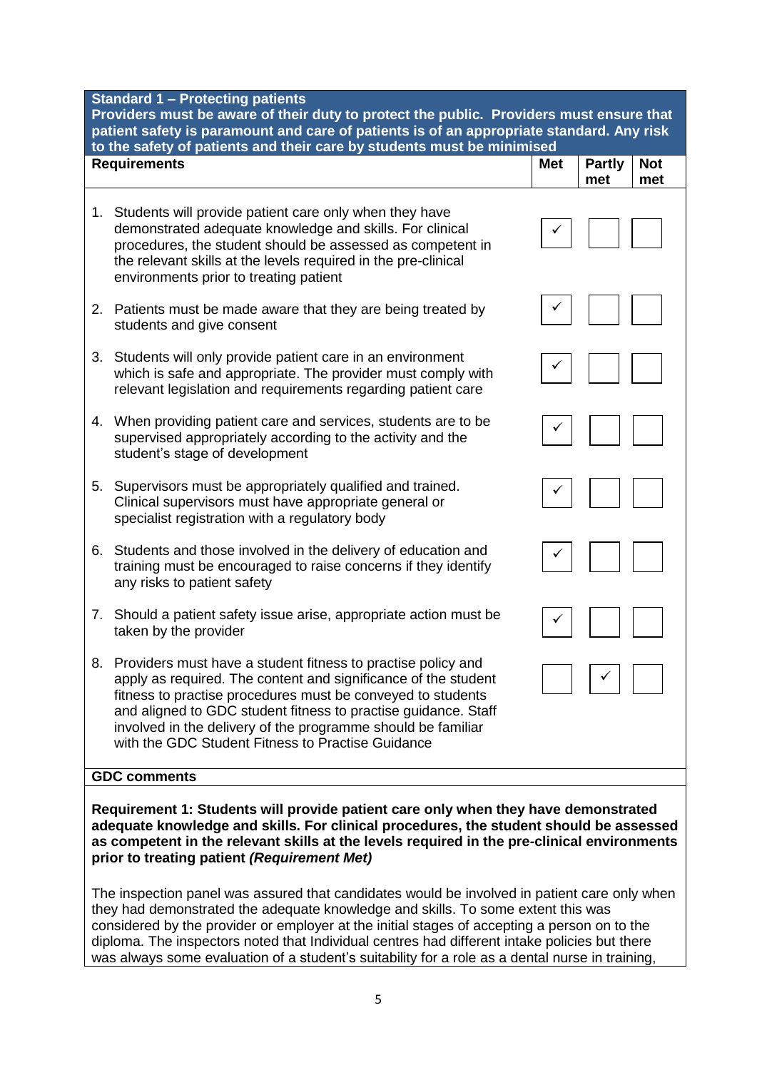| Standard 1 – Protecting patients<br>Providers must be aware of their duty to protect the public. Providers must ensure that patient safety is paramount and care of patients is of an appropriate standard. Any risk to the safety of patients and their care by students must be minimised | | | |
|---|---|---|---|
| **Requirements** | **Met** | **Partly met** | **Not met** |
| 1. Students will provide patient care only when they have demonstrated adequate knowledge and skills. For clinical procedures, the student should be assessed as competent in the relevant skills at the levels required in the pre-clinical environments prior to treating patient | ✓ | | |
| 2. Patients must be made aware that they are being treated by students and give consent | ✓ | | |
| 3. Students will only provide patient care in an environment which is safe and appropriate. The provider must comply with relevant legislation and requirements regarding patient care | ✓ | | |
| 4. When providing patient care and services, students are to be supervised appropriately according to the activity and the student's stage of development | ✓ | | |
| 5. Supervisors must be appropriately qualified and trained. Clinical supervisors must have appropriate general or specialist registration with a regulatory body | ✓ | | |
| 6. Students and those involved in the delivery of education and training must be encouraged to raise concerns if they identify any risks to patient safety | ✓ | | |
| 7. Should a patient safety issue arise, appropriate action must be taken by the provider | ✓ | | |
| 8. Providers must have a student fitness to practise policy and apply as required. The content and significance of the student fitness to practise procedures must be conveyed to students and aligned to GDC student fitness to practise guidance. Staff involved in the delivery of the programme should be familiar with the GDC Student Fitness to Practise Guidance | | ✓ | |

**GDC comments**

**Requirement 1: Students will provide patient care only when they have demonstrated adequate knowledge and skills. For clinical procedures, the student should be assessed as competent in the relevant skills at the levels required in the pre-clinical environments prior to treating patient *(Requirement Met)***

The inspection panel was assured that candidates would be involved in patient care only when they had demonstrated the adequate knowledge and skills. To some extent this was considered by the provider or employer at the initial stages of accepting a person on to the diploma. The inspectors noted that Individual centres had different intake policies but there was always some evaluation of a student's suitability for a role as a dental nurse in training,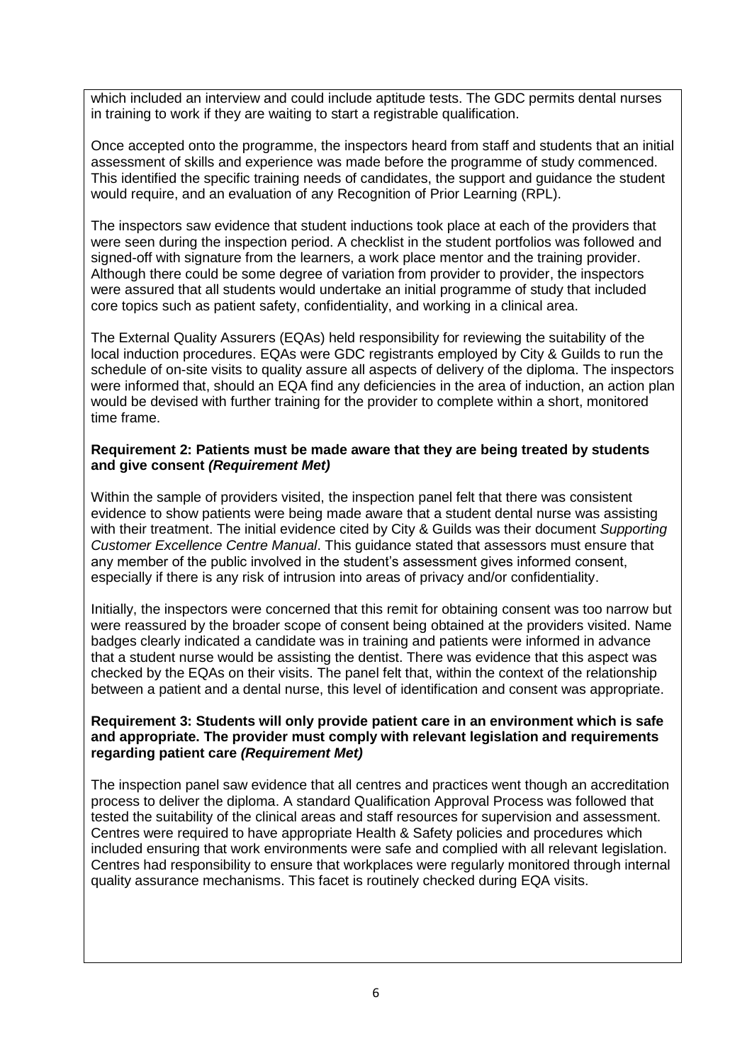which included an interview and could include aptitude tests. The GDC permits dental nurses in training to work if they are waiting to start a registrable qualification.

Once accepted onto the programme, the inspectors heard from staff and students that an initial assessment of skills and experience was made before the programme of study commenced. This identified the specific training needs of candidates, the support and guidance the student would require, and an evaluation of any Recognition of Prior Learning (RPL).

The inspectors saw evidence that student inductions took place at each of the providers that were seen during the inspection period. A checklist in the student portfolios was followed and signed-off with signature from the learners, a work place mentor and the training provider. Although there could be some degree of variation from provider to provider, the inspectors were assured that all students would undertake an initial programme of study that included core topics such as patient safety, confidentiality, and working in a clinical area.

The External Quality Assurers (EQAs) held responsibility for reviewing the suitability of the local induction procedures. EQAs were GDC registrants employed by City & Guilds to run the schedule of on-site visits to quality assure all aspects of delivery of the diploma. The inspectors were informed that, should an EQA find any deficiencies in the area of induction, an action plan would be devised with further training for the provider to complete within a short, monitored time frame.

**Requirement 2: Patients must be made aware that they are being treated by students and give consent *(Requirement Met)***

Within the sample of providers visited, the inspection panel felt that there was consistent evidence to show patients were being made aware that a student dental nurse was assisting with their treatment. The initial evidence cited by City & Guilds was their document *Supporting Customer Excellence Centre Manual*. This guidance stated that assessors must ensure that any member of the public involved in the student's assessment gives informed consent, especially if there is any risk of intrusion into areas of privacy and/or confidentiality.

Initially, the inspectors were concerned that this remit for obtaining consent was too narrow but were reassured by the broader scope of consent being obtained at the providers visited. Name badges clearly indicated a candidate was in training and patients were informed in advance that a student nurse would be assisting the dentist. There was evidence that this aspect was checked by the EQAs on their visits. The panel felt that, within the context of the relationship between a patient and a dental nurse, this level of identification and consent was appropriate.

**Requirement 3: Students will only provide patient care in an environment which is safe and appropriate. The provider must comply with relevant legislation and requirements regarding patient care *(Requirement Met)***

The inspection panel saw evidence that all centres and practices went though an accreditation process to deliver the diploma. A standard Qualification Approval Process was followed that tested the suitability of the clinical areas and staff resources for supervision and assessment. Centres were required to have appropriate Health & Safety policies and procedures which included ensuring that work environments were safe and complied with all relevant legislation. Centres had responsibility to ensure that workplaces were regularly monitored through internal quality assurance mechanisms. This facet is routinely checked during EQA visits.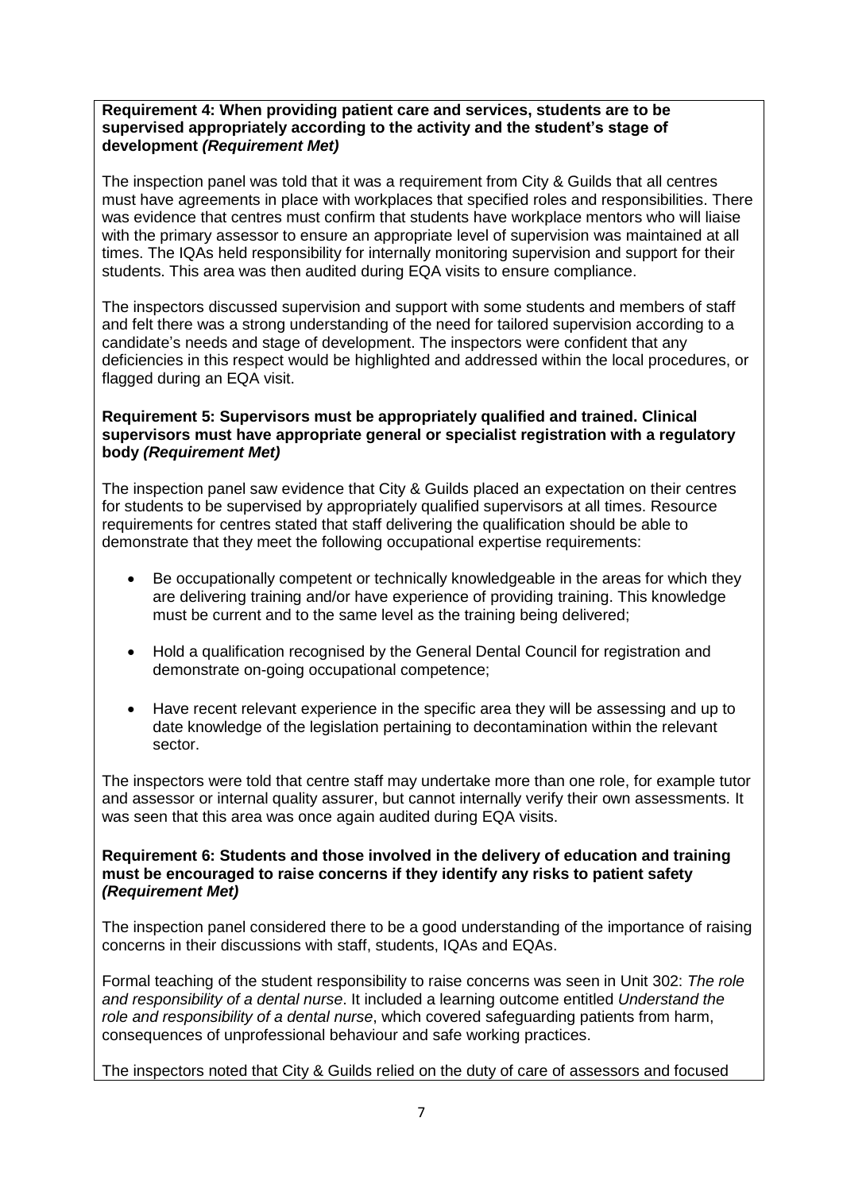**Requirement 4: When providing patient care and services, students are to be supervised appropriately according to the activity and the student's stage of development *(Requirement Met)***

The inspection panel was told that it was a requirement from City & Guilds that all centres must have agreements in place with workplaces that specified roles and responsibilities. There was evidence that centres must confirm that students have workplace mentors who will liaise with the primary assessor to ensure an appropriate level of supervision was maintained at all times. The IQAs held responsibility for internally monitoring supervision and support for their students. This area was then audited during EQA visits to ensure compliance.

The inspectors discussed supervision and support with some students and members of staff and felt there was a strong understanding of the need for tailored supervision according to a candidate's needs and stage of development. The inspectors were confident that any deficiencies in this respect would be highlighted and addressed within the local procedures, or flagged during an EQA visit.

**Requirement 5: Supervisors must be appropriately qualified and trained. Clinical supervisors must have appropriate general or specialist registration with a regulatory body *(Requirement Met)***

The inspection panel saw evidence that City & Guilds placed an expectation on their centres for students to be supervised by appropriately qualified supervisors at all times. Resource requirements for centres stated that staff delivering the qualification should be able to demonstrate that they meet the following occupational expertise requirements:

- Be occupationally competent or technically knowledgeable in the areas for which they are delivering training and/or have experience of providing training. This knowledge must be current and to the same level as the training being delivered;
- Hold a qualification recognised by the General Dental Council for registration and demonstrate on-going occupational competence;
- Have recent relevant experience in the specific area they will be assessing and up to date knowledge of the legislation pertaining to decontamination within the relevant sector.

The inspectors were told that centre staff may undertake more than one role, for example tutor and assessor or internal quality assurer, but cannot internally verify their own assessments. It was seen that this area was once again audited during EQA visits.

**Requirement 6: Students and those involved in the delivery of education and training must be encouraged to raise concerns if they identify any risks to patient safety *(Requirement Met)***

The inspection panel considered there to be a good understanding of the importance of raising concerns in their discussions with staff, students, IQAs and EQAs.

Formal teaching of the student responsibility to raise concerns was seen in Unit 302: *The role and responsibility of a dental nurse*. It included a learning outcome entitled *Understand the role and responsibility of a dental nurse*, which covered safeguarding patients from harm, consequences of unprofessional behaviour and safe working practices.

The inspectors noted that City & Guilds relied on the duty of care of assessors and focused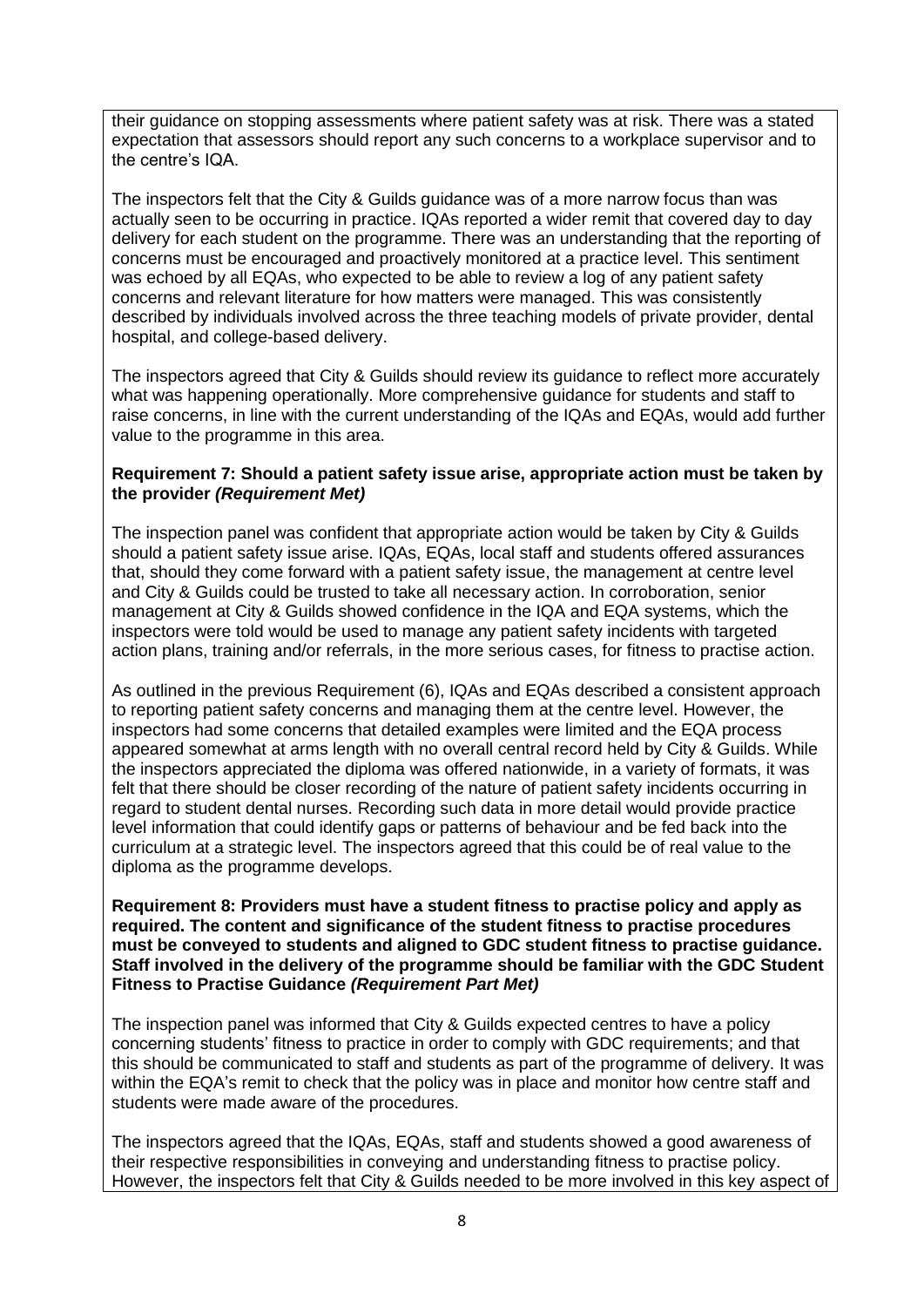their guidance on stopping assessments where patient safety was at risk. There was a stated expectation that assessors should report any such concerns to a workplace supervisor and to the centre's IQA.

The inspectors felt that the City & Guilds guidance was of a more narrow focus than was actually seen to be occurring in practice. IQAs reported a wider remit that covered day to day delivery for each student on the programme. There was an understanding that the reporting of concerns must be encouraged and proactively monitored at a practice level. This sentiment was echoed by all EQAs, who expected to be able to review a log of any patient safety concerns and relevant literature for how matters were managed. This was consistently described by individuals involved across the three teaching models of private provider, dental hospital, and college-based delivery.

The inspectors agreed that City & Guilds should review its guidance to reflect more accurately what was happening operationally. More comprehensive guidance for students and staff to raise concerns, in line with the current understanding of the IQAs and EQAs, would add further value to the programme in this area.

**Requirement 7: Should a patient safety issue arise, appropriate action must be taken by the provider *(Requirement Met)***

The inspection panel was confident that appropriate action would be taken by City & Guilds should a patient safety issue arise. IQAs, EQAs, local staff and students offered assurances that, should they come forward with a patient safety issue, the management at centre level and City & Guilds could be trusted to take all necessary action. In corroboration, senior management at City & Guilds showed confidence in the IQA and EQA systems, which the inspectors were told would be used to manage any patient safety incidents with targeted action plans, training and/or referrals, in the more serious cases, for fitness to practise action.

As outlined in the previous Requirement (6), IQAs and EQAs described a consistent approach to reporting patient safety concerns and managing them at the centre level. However, the inspectors had some concerns that detailed examples were limited and the EQA process appeared somewhat at arms length with no overall central record held by City & Guilds. While the inspectors appreciated the diploma was offered nationwide, in a variety of formats, it was felt that there should be closer recording of the nature of patient safety incidents occurring in regard to student dental nurses. Recording such data in more detail would provide practice level information that could identify gaps or patterns of behaviour and be fed back into the curriculum at a strategic level. The inspectors agreed that this could be of real value to the diploma as the programme develops.

**Requirement 8: Providers must have a student fitness to practise policy and apply as required. The content and significance of the student fitness to practise procedures must be conveyed to students and aligned to GDC student fitness to practise guidance. Staff involved in the delivery of the programme should be familiar with the GDC Student Fitness to Practise Guidance *(Requirement Part Met)***

The inspection panel was informed that City & Guilds expected centres to have a policy concerning students' fitness to practice in order to comply with GDC requirements; and that this should be communicated to staff and students as part of the programme of delivery. It was within the EQA's remit to check that the policy was in place and monitor how centre staff and students were made aware of the procedures.

The inspectors agreed that the IQAs, EQAs, staff and students showed a good awareness of their respective responsibilities in conveying and understanding fitness to practise policy. However, the inspectors felt that City & Guilds needed to be more involved in this key aspect of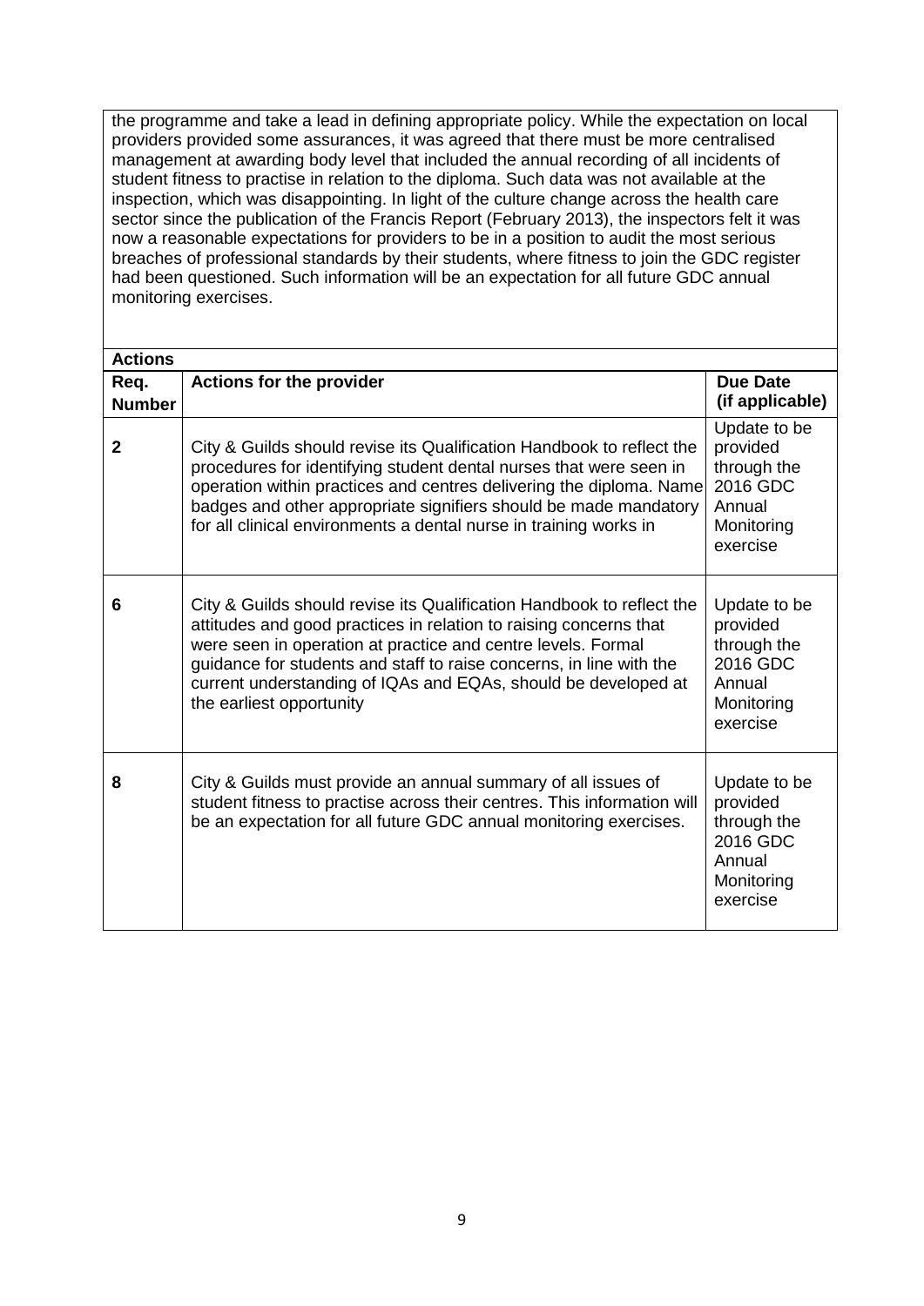the programme and take a lead in defining appropriate policy. While the expectation on local providers provided some assurances, it was agreed that there must be more centralised management at awarding body level that included the annual recording of all incidents of student fitness to practise in relation to the diploma. Such data was not available at the inspection, which was disappointing. In light of the culture change across the health care sector since the publication of the Francis Report (February 2013), the inspectors felt it was now a reasonable expectations for providers to be in a position to audit the most serious breaches of professional standards by their students, where fitness to join the GDC register had been questioned. Such information will be an expectation for all future GDC annual monitoring exercises.

**Actions**

| Req. Number | Actions for the provider | Due Date (if applicable) |
|---|---|---|
| **2** | City & Guilds should revise its Qualification Handbook to reflect the procedures for identifying student dental nurses that were seen in operation within practices and centres delivering the diploma. Name badges and other appropriate signifiers should be made mandatory for all clinical environments a dental nurse in training works in | Update to be provided through the 2016 GDC Annual Monitoring exercise |
| **6** | City & Guilds should revise its Qualification Handbook to reflect the attitudes and good practices in relation to raising concerns that were seen in operation at practice and centre levels. Formal guidance for students and staff to raise concerns, in line with the current understanding of IQAs and EQAs, should be developed at the earliest opportunity | Update to be provided through the 2016 GDC Annual Monitoring exercise |
| **8** | City & Guilds must provide an annual summary of all issues of student fitness to practise across their centres. This information will be an expectation for all future GDC annual monitoring exercises. | Update to be provided through the 2016 GDC Annual Monitoring exercise |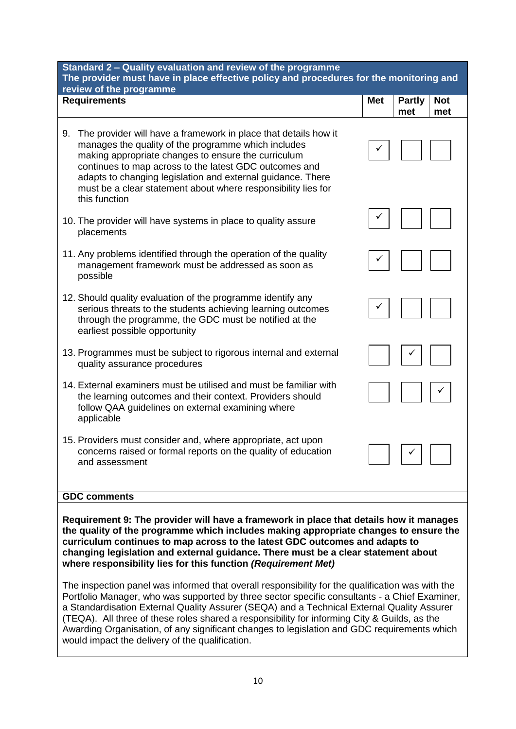| **Standard 2 – Quality evaluation and review of the programme**<br>**The provider must have in place effective policy and procedures for the monitoring and review of the programme** | | | |
|---|---|---|---|
| **Requirements** | **Met** | **Partly met** | **Not met** |
| 9. The provider will have a framework in place that details how it manages the quality of the programme which includes making appropriate changes to ensure the curriculum continues to map across to the latest GDC outcomes and adapts to changing legislation and external guidance. There must be a clear statement about where responsibility lies for this function | ✓ | | |
| 10. The provider will have systems in place to quality assure placements | ✓ | | |
| 11. Any problems identified through the operation of the quality management framework must be addressed as soon as possible | ✓ | | |
| 12. Should quality evaluation of the programme identify any serious threats to the students achieving learning outcomes through the programme, the GDC must be notified at the earliest possible opportunity | ✓ | | |
| 13. Programmes must be subject to rigorous internal and external quality assurance procedures | | ✓ | |
| 14. External examiners must be utilised and must be familiar with the learning outcomes and their context. Providers should follow QAA guidelines on external examining where applicable | | | ✓ |
| 15. Providers must consider and, where appropriate, act upon concerns raised or formal reports on the quality of education and assessment | | ✓ | |

**GDC comments**

**Requirement 9: The provider will have a framework in place that details how it manages the quality of the programme which includes making appropriate changes to ensure the curriculum continues to map across to the latest GDC outcomes and adapts to changing legislation and external guidance. There must be a clear statement about where responsibility lies for this function *(Requirement Met)***

The inspection panel was informed that overall responsibility for the qualification was with the Portfolio Manager, who was supported by three sector specific consultants - a Chief Examiner, a Standardisation External Quality Assurer (SEQA) and a Technical External Quality Assurer (TEQA). All three of these roles shared a responsibility for informing City & Guilds, as the Awarding Organisation, of any significant changes to legislation and GDC requirements which would impact the delivery of the qualification.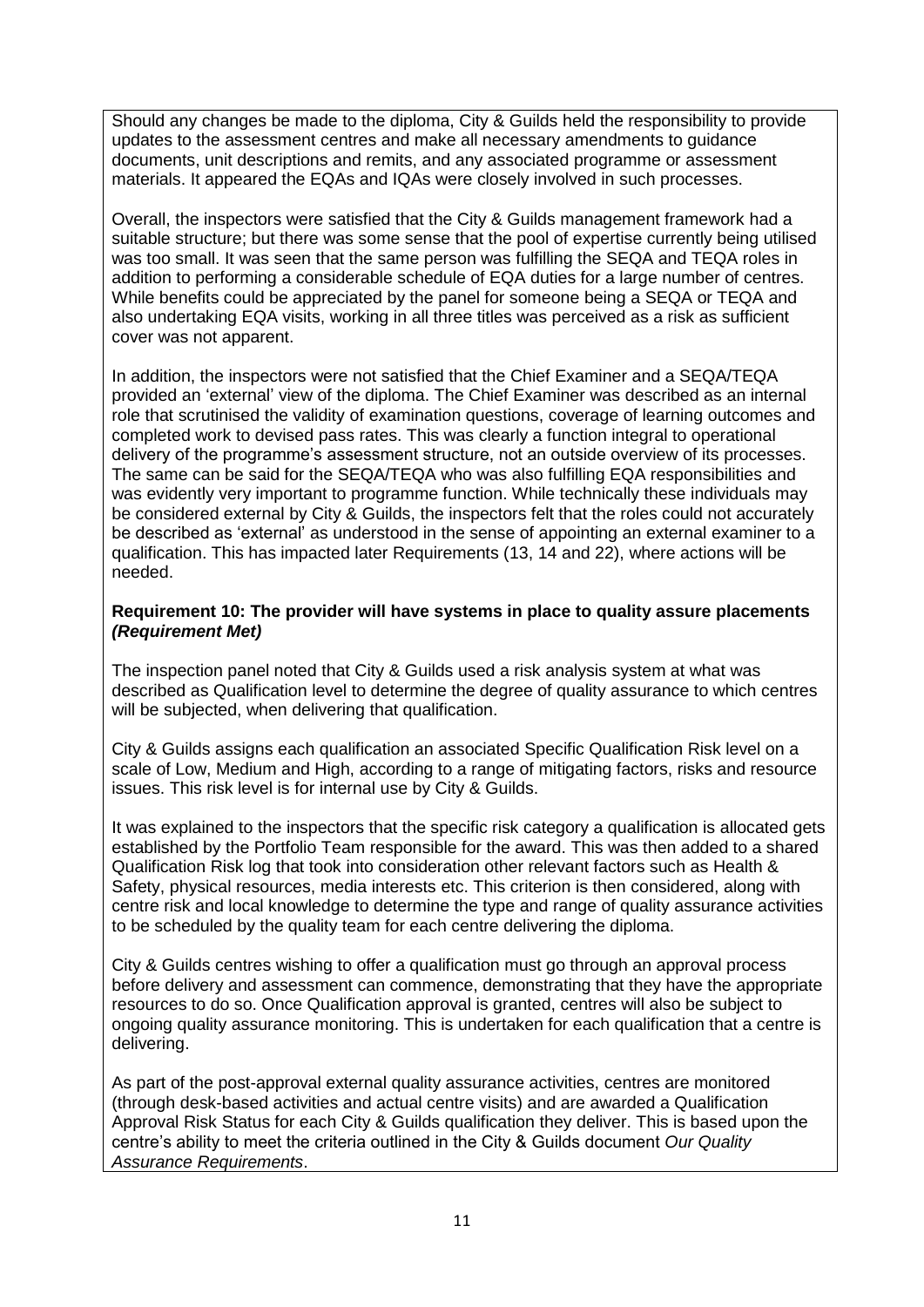Should any changes be made to the diploma, City & Guilds held the responsibility to provide updates to the assessment centres and make all necessary amendments to guidance documents, unit descriptions and remits, and any associated programme or assessment materials. It appeared the EQAs and IQAs were closely involved in such processes.

Overall, the inspectors were satisfied that the City & Guilds management framework had a suitable structure; but there was some sense that the pool of expertise currently being utilised was too small. It was seen that the same person was fulfilling the SEQA and TEQA roles in addition to performing a considerable schedule of EQA duties for a large number of centres. While benefits could be appreciated by the panel for someone being a SEQA or TEQA and also undertaking EQA visits, working in all three titles was perceived as a risk as sufficient cover was not apparent.

In addition, the inspectors were not satisfied that the Chief Examiner and a SEQA/TEQA provided an 'external' view of the diploma. The Chief Examiner was described as an internal role that scrutinised the validity of examination questions, coverage of learning outcomes and completed work to devised pass rates. This was clearly a function integral to operational delivery of the programme's assessment structure, not an outside overview of its processes. The same can be said for the SEQA/TEQA who was also fulfilling EQA responsibilities and was evidently very important to programme function. While technically these individuals may be considered external by City & Guilds, the inspectors felt that the roles could not accurately be described as 'external' as understood in the sense of appointing an external examiner to a qualification. This has impacted later Requirements (13, 14 and 22), where actions will be needed.

**Requirement 10: The provider will have systems in place to quality assure placements *(Requirement Met)***

The inspection panel noted that City & Guilds used a risk analysis system at what was described as Qualification level to determine the degree of quality assurance to which centres will be subjected, when delivering that qualification.

City & Guilds assigns each qualification an associated Specific Qualification Risk level on a scale of Low, Medium and High, according to a range of mitigating factors, risks and resource issues. This risk level is for internal use by City & Guilds.

It was explained to the inspectors that the specific risk category a qualification is allocated gets established by the Portfolio Team responsible for the award. This was then added to a shared Qualification Risk log that took into consideration other relevant factors such as Health & Safety, physical resources, media interests etc. This criterion is then considered, along with centre risk and local knowledge to determine the type and range of quality assurance activities to be scheduled by the quality team for each centre delivering the diploma.

City & Guilds centres wishing to offer a qualification must go through an approval process before delivery and assessment can commence, demonstrating that they have the appropriate resources to do so. Once Qualification approval is granted, centres will also be subject to ongoing quality assurance monitoring. This is undertaken for each qualification that a centre is delivering.

As part of the post-approval external quality assurance activities, centres are monitored (through desk-based activities and actual centre visits) and are awarded a Qualification Approval Risk Status for each City & Guilds qualification they deliver. This is based upon the centre's ability to meet the criteria outlined in the City & Guilds document *Our Quality Assurance Requirements*.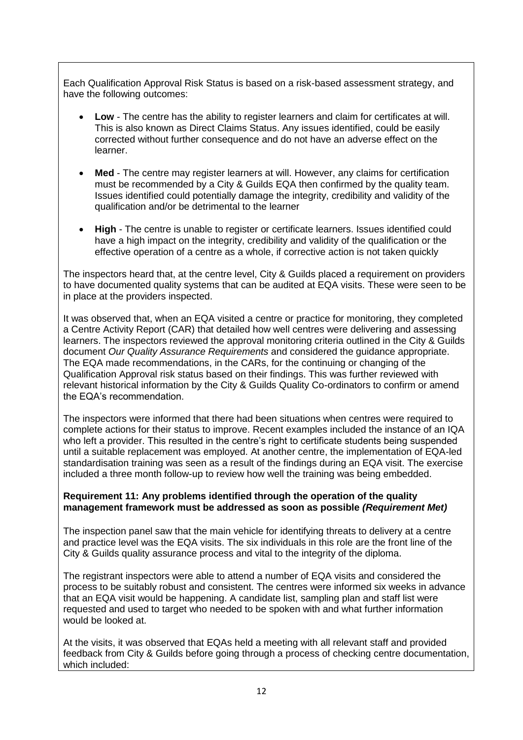Each Qualification Approval Risk Status is based on a risk-based assessment strategy, and have the following outcomes:

- **Low** - The centre has the ability to register learners and claim for certificates at will. This is also known as Direct Claims Status. Any issues identified, could be easily corrected without further consequence and do not have an adverse effect on the learner.
- **Med** - The centre may register learners at will. However, any claims for certification must be recommended by a City & Guilds EQA then confirmed by the quality team. Issues identified could potentially damage the integrity, credibility and validity of the qualification and/or be detrimental to the learner
- **High** - The centre is unable to register or certificate learners. Issues identified could have a high impact on the integrity, credibility and validity of the qualification or the effective operation of a centre as a whole, if corrective action is not taken quickly

The inspectors heard that, at the centre level, City & Guilds placed a requirement on providers to have documented quality systems that can be audited at EQA visits. These were seen to be in place at the providers inspected.

It was observed that, when an EQA visited a centre or practice for monitoring, they completed a Centre Activity Report (CAR) that detailed how well centres were delivering and assessing learners. The inspectors reviewed the approval monitoring criteria outlined in the City & Guilds document *Our Quality Assurance Requirements* and considered the guidance appropriate. The EQA made recommendations, in the CARs, for the continuing or changing of the Qualification Approval risk status based on their findings. This was further reviewed with relevant historical information by the City & Guilds Quality Co-ordinators to confirm or amend the EQA's recommendation.

The inspectors were informed that there had been situations when centres were required to complete actions for their status to improve. Recent examples included the instance of an IQA who left a provider. This resulted in the centre's right to certificate students being suspended until a suitable replacement was employed. At another centre, the implementation of EQA-led standardisation training was seen as a result of the findings during an EQA visit. The exercise included a three month follow-up to review how well the training was being embedded.

**Requirement 11: Any problems identified through the operation of the quality management framework must be addressed as soon as possible *(Requirement Met)***

The inspection panel saw that the main vehicle for identifying threats to delivery at a centre and practice level was the EQA visits. The six individuals in this role are the front line of the City & Guilds quality assurance process and vital to the integrity of the diploma.

The registrant inspectors were able to attend a number of EQA visits and considered the process to be suitably robust and consistent. The centres were informed six weeks in advance that an EQA visit would be happening. A candidate list, sampling plan and staff list were requested and used to target who needed to be spoken with and what further information would be looked at.

At the visits, it was observed that EQAs held a meeting with all relevant staff and provided feedback from City & Guilds before going through a process of checking centre documentation, which included: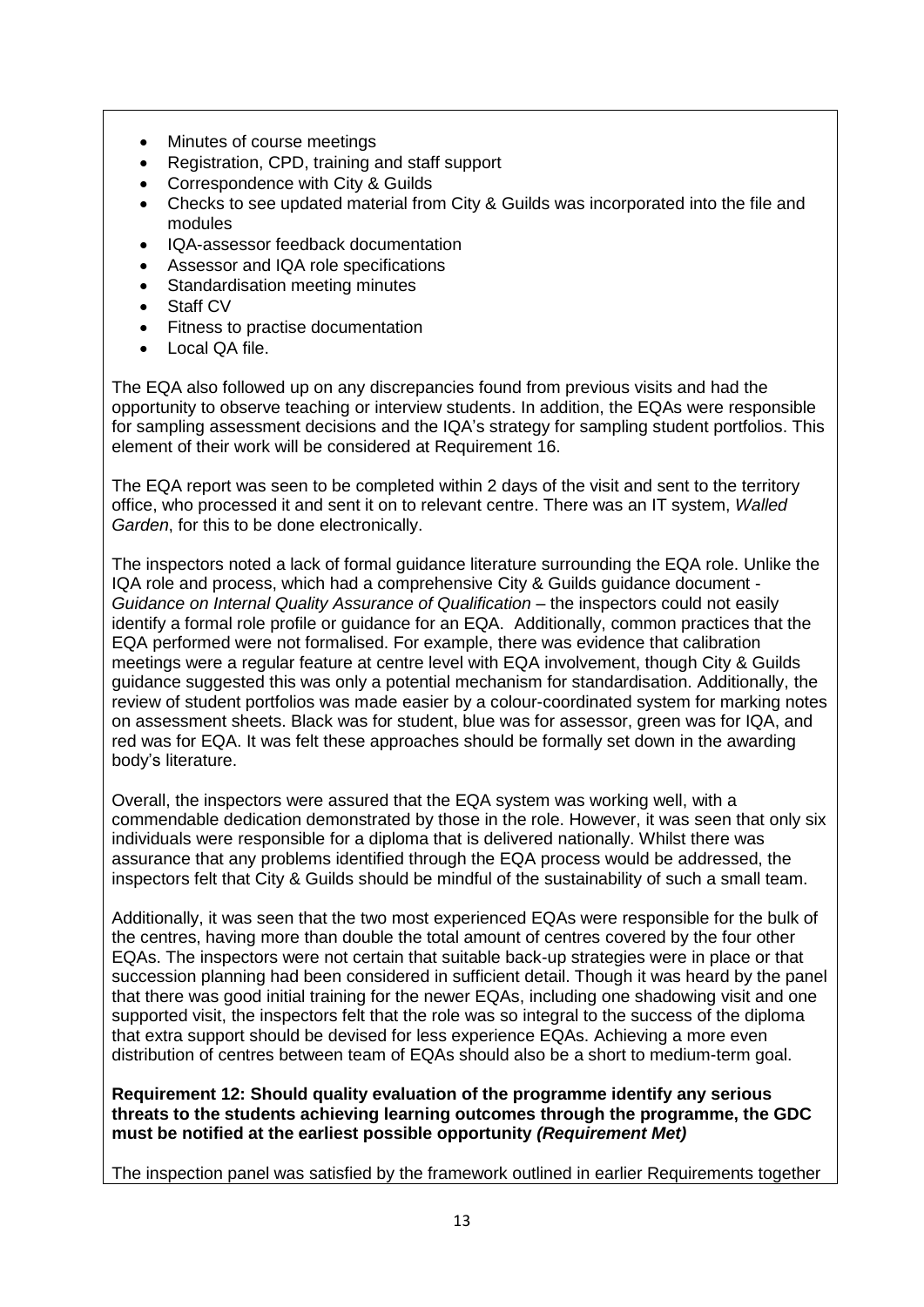- Minutes of course meetings
- Registration, CPD, training and staff support
- Correspondence with City & Guilds
- Checks to see updated material from City & Guilds was incorporated into the file and modules
- IQA-assessor feedback documentation
- Assessor and IQA role specifications
- Standardisation meeting minutes
- Staff CV
- Fitness to practise documentation
- Local QA file.

The EQA also followed up on any discrepancies found from previous visits and had the opportunity to observe teaching or interview students. In addition, the EQAs were responsible for sampling assessment decisions and the IQA's strategy for sampling student portfolios. This element of their work will be considered at Requirement 16.

The EQA report was seen to be completed within 2 days of the visit and sent to the territory office, who processed it and sent it on to relevant centre. There was an IT system, *Walled Garden*, for this to be done electronically.

The inspectors noted a lack of formal guidance literature surrounding the EQA role. Unlike the IQA role and process, which had a comprehensive City & Guilds guidance document - *Guidance on Internal Quality Assurance of Qualification* – the inspectors could not easily identify a formal role profile or guidance for an EQA. Additionally, common practices that the EQA performed were not formalised. For example, there was evidence that calibration meetings were a regular feature at centre level with EQA involvement, though City & Guilds guidance suggested this was only a potential mechanism for standardisation. Additionally, the review of student portfolios was made easier by a colour-coordinated system for marking notes on assessment sheets. Black was for student, blue was for assessor, green was for IQA, and red was for EQA. It was felt these approaches should be formally set down in the awarding body's literature.

Overall, the inspectors were assured that the EQA system was working well, with a commendable dedication demonstrated by those in the role. However, it was seen that only six individuals were responsible for a diploma that is delivered nationally. Whilst there was assurance that any problems identified through the EQA process would be addressed, the inspectors felt that City & Guilds should be mindful of the sustainability of such a small team.

Additionally, it was seen that the two most experienced EQAs were responsible for the bulk of the centres, having more than double the total amount of centres covered by the four other EQAs. The inspectors were not certain that suitable back-up strategies were in place or that succession planning had been considered in sufficient detail. Though it was heard by the panel that there was good initial training for the newer EQAs, including one shadowing visit and one supported visit, the inspectors felt that the role was so integral to the success of the diploma that extra support should be devised for less experience EQAs. Achieving a more even distribution of centres between team of EQAs should also be a short to medium-term goal.

**Requirement 12: Should quality evaluation of the programme identify any serious threats to the students achieving learning outcomes through the programme, the GDC must be notified at the earliest possible opportunity *(Requirement Met)***

The inspection panel was satisfied by the framework outlined in earlier Requirements together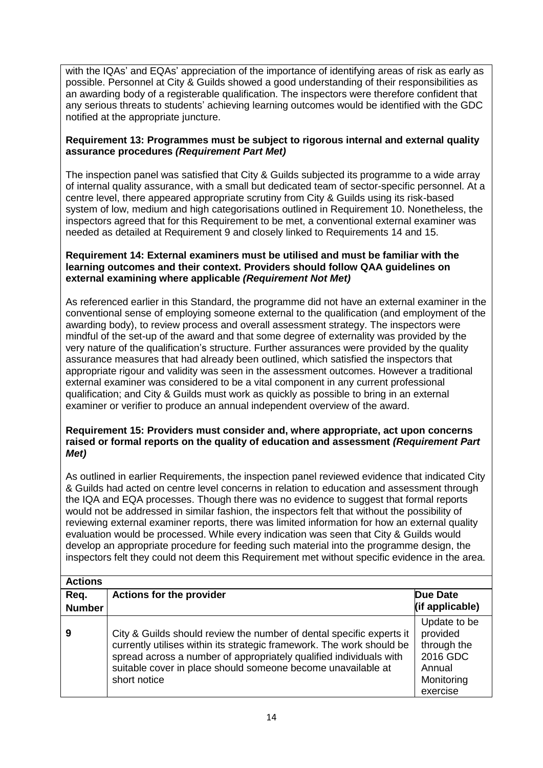with the IQAs' and EQAs' appreciation of the importance of identifying areas of risk as early as possible. Personnel at City & Guilds showed a good understanding of their responsibilities as an awarding body of a registerable qualification. The inspectors were therefore confident that any serious threats to students' achieving learning outcomes would be identified with the GDC notified at the appropriate juncture.

**Requirement 13: Programmes must be subject to rigorous internal and external quality assurance procedures *(Requirement Part Met)***

The inspection panel was satisfied that City & Guilds subjected its programme to a wide array of internal quality assurance, with a small but dedicated team of sector-specific personnel. At a centre level, there appeared appropriate scrutiny from City & Guilds using its risk-based system of low, medium and high categorisations outlined in Requirement 10. Nonetheless, the inspectors agreed that for this Requirement to be met, a conventional external examiner was needed as detailed at Requirement 9 and closely linked to Requirements 14 and 15.

**Requirement 14: External examiners must be utilised and must be familiar with the learning outcomes and their context. Providers should follow QAA guidelines on external examining where applicable *(Requirement Not Met)***

As referenced earlier in this Standard, the programme did not have an external examiner in the conventional sense of employing someone external to the qualification (and employment of the awarding body), to review process and overall assessment strategy. The inspectors were mindful of the set-up of the award and that some degree of externality was provided by the very nature of the qualification's structure. Further assurances were provided by the quality assurance measures that had already been outlined, which satisfied the inspectors that appropriate rigour and validity was seen in the assessment outcomes. However a traditional external examiner was considered to be a vital component in any current professional qualification; and City & Guilds must work as quickly as possible to bring in an external examiner or verifier to produce an annual independent overview of the award.

**Requirement 15: Providers must consider and, where appropriate, act upon concerns raised or formal reports on the quality of education and assessment *(Requirement Part Met)***

As outlined in earlier Requirements, the inspection panel reviewed evidence that indicated City & Guilds had acted on centre level concerns in relation to education and assessment through the IQA and EQA processes. Though there was no evidence to suggest that formal reports would not be addressed in similar fashion, the inspectors felt that without the possibility of reviewing external examiner reports, there was limited information for how an external quality evaluation would be processed. While every indication was seen that City & Guilds would develop an appropriate procedure for feeding such material into the programme design, the inspectors felt they could not deem this Requirement met without specific evidence in the area.

**Actions**

| Req. Number | Actions for the provider | Due Date (if applicable) |
|---|---|---|
| 9 | City & Guilds should review the number of dental specific experts it currently utilises within its strategic framework. The work should be spread across a number of appropriately qualified individuals with suitable cover in place should someone become unavailable at short notice | Update to be provided through the 2016 GDC Annual Monitoring exercise |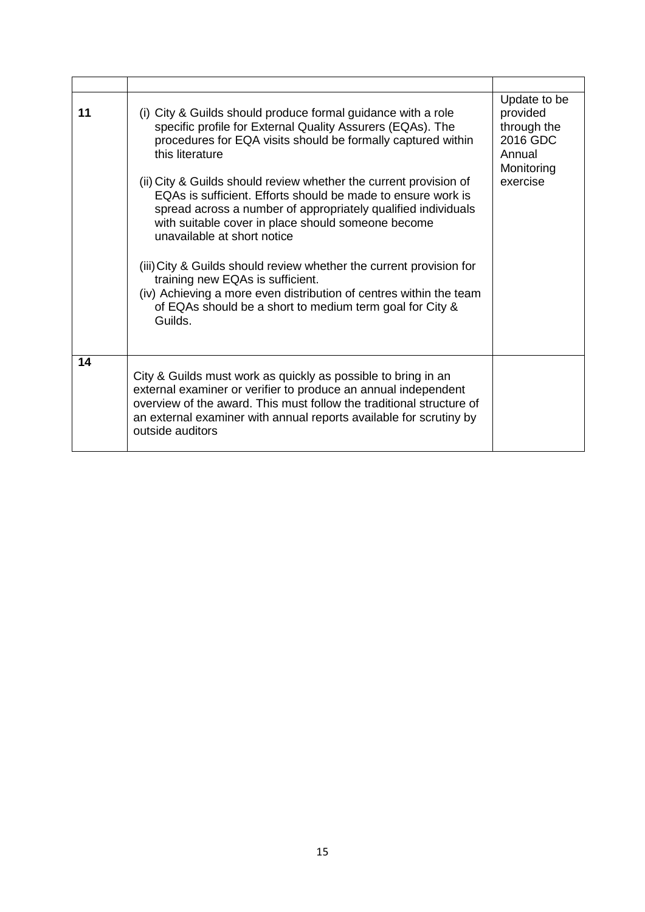|  |  |  |
| --- | --- | --- |
| 11 | (i) City & Guilds should produce formal guidance with a role specific profile for External Quality Assurers (EQAs). The procedures for EQA visits should be formally captured within this literature<br><br>(ii) City & Guilds should review whether the current provision of EQAs is sufficient. Efforts should be made to ensure work is spread across a number of appropriately qualified individuals with suitable cover in place should someone become unavailable at short notice<br><br>(iii) City & Guilds should review whether the current provision for training new EQAs is sufficient.<br>(iv) Achieving a more even distribution of centres within the team of EQAs should be a short to medium term goal for City & Guilds. | Update to be provided through the 2016 GDC Annual Monitoring exercise |
| 14 | City & Guilds must work as quickly as possible to bring in an external examiner or verifier to produce an annual independent overview of the award. This must follow the traditional structure of an external examiner with annual reports available for scrutiny by outside auditors |  |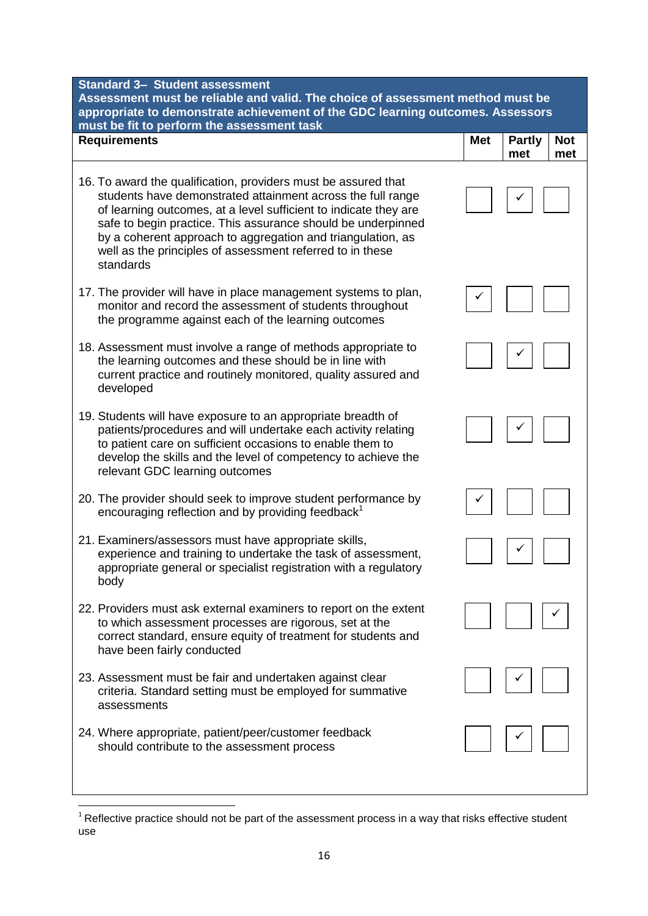| Standard 3– Student assessment<br>Assessment must be reliable and valid. The choice of assessment method must be appropriate to demonstrate achievement of the GDC learning outcomes. Assessors must be fit to perform the assessment task | | | |
|---|---|---|---|
| **Requirements** | **Met** | **Partly met** | **Not met** |
| 16. To award the qualification, providers must be assured that students have demonstrated attainment across the full range of learning outcomes, at a level sufficient to indicate they are safe to begin practice. This assurance should be underpinned by a coherent approach to aggregation and triangulation, as well as the principles of assessment referred to in these standards | | ✓ | |
| 17. The provider will have in place management systems to plan, monitor and record the assessment of students throughout the programme against each of the learning outcomes | ✓ | | |
| 18. Assessment must involve a range of methods appropriate to the learning outcomes and these should be in line with current practice and routinely monitored, quality assured and developed | | ✓ | |
| 19. Students will have exposure to an appropriate breadth of patients/procedures and will undertake each activity relating to patient care on sufficient occasions to enable them to develop the skills and the level of competency to achieve the relevant GDC learning outcomes | | ✓ | |
| 20. The provider should seek to improve student performance by encouraging reflection and by providing feedback[1] | ✓ | | |
| 21. Examiners/assessors must have appropriate skills, experience and training to undertake the task of assessment, appropriate general or specialist registration with a regulatory body | | ✓ | |
| 22. Providers must ask external examiners to report on the extent to which assessment processes are rigorous, set at the correct standard, ensure equity of treatment for students and have been fairly conducted | | | ✓ |
| 23. Assessment must be fair and undertaken against clear criteria. Standard setting must be employed for summative assessments | | ✓ | |
| 24. Where appropriate, patient/peer/customer feedback should contribute to the assessment process | | ✓ | |

[1] Reflective practice should not be part of the assessment process in a way that risks effective student use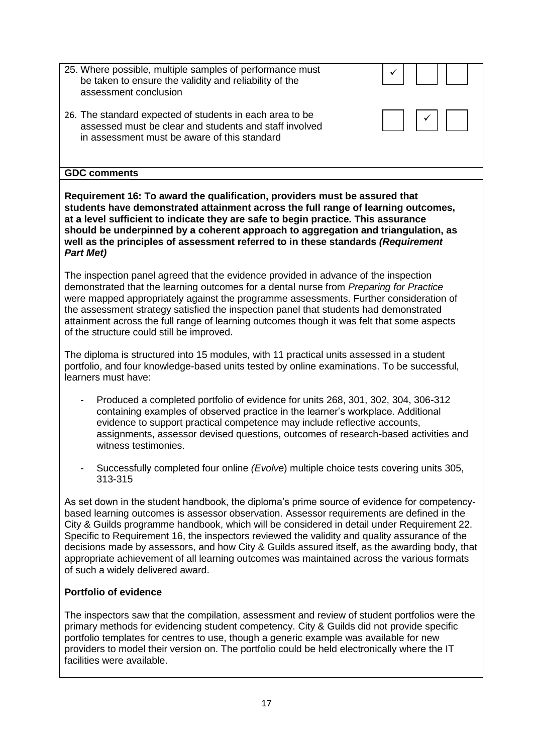| | | | |
|---|---|---|---|
| 25. Where possible, multiple samples of performance must be taken to ensure the validity and reliability of the assessment conclusion | ✓ | | |
| 26. The standard expected of students in each area to be assessed must be clear and students and staff involved in assessment must be aware of this standard | | ✓ | |

**GDC comments**

**Requirement 16: To award the qualification, providers must be assured that students have demonstrated attainment across the full range of learning outcomes, at a level sufficient to indicate they are safe to begin practice. This assurance should be underpinned by a coherent approach to aggregation and triangulation, as well as the principles of assessment referred to in these standards *(Requirement Part Met)***

The inspection panel agreed that the evidence provided in advance of the inspection demonstrated that the learning outcomes for a dental nurse from *Preparing for Practice* were mapped appropriately against the programme assessments. Further consideration of the assessment strategy satisfied the inspection panel that students had demonstrated attainment across the full range of learning outcomes though it was felt that some aspects of the structure could still be improved.

The diploma is structured into 15 modules, with 11 practical units assessed in a student portfolio, and four knowledge-based units tested by online examinations. To be successful, learners must have:

- Produced a completed portfolio of evidence for units 268, 301, 302, 304, 306-312 containing examples of observed practice in the learner's workplace. Additional evidence to support practical competence may include reflective accounts, assignments, assessor devised questions, outcomes of research-based activities and witness testimonies.
- Successfully completed four online *(Evolve)* multiple choice tests covering units 305, 313-315

As set down in the student handbook, the diploma's prime source of evidence for competency-based learning outcomes is assessor observation. Assessor requirements are defined in the City & Guilds programme handbook, which will be considered in detail under Requirement 22. Specific to Requirement 16, the inspectors reviewed the validity and quality assurance of the decisions made by assessors, and how City & Guilds assured itself, as the awarding body, that appropriate achievement of all learning outcomes was maintained across the various formats of such a widely delivered award.

**Portfolio of evidence**

The inspectors saw that the compilation, assessment and review of student portfolios were the primary methods for evidencing student competency. City & Guilds did not provide specific portfolio templates for centres to use, though a generic example was available for new providers to model their version on. The portfolio could be held electronically where the IT facilities were available.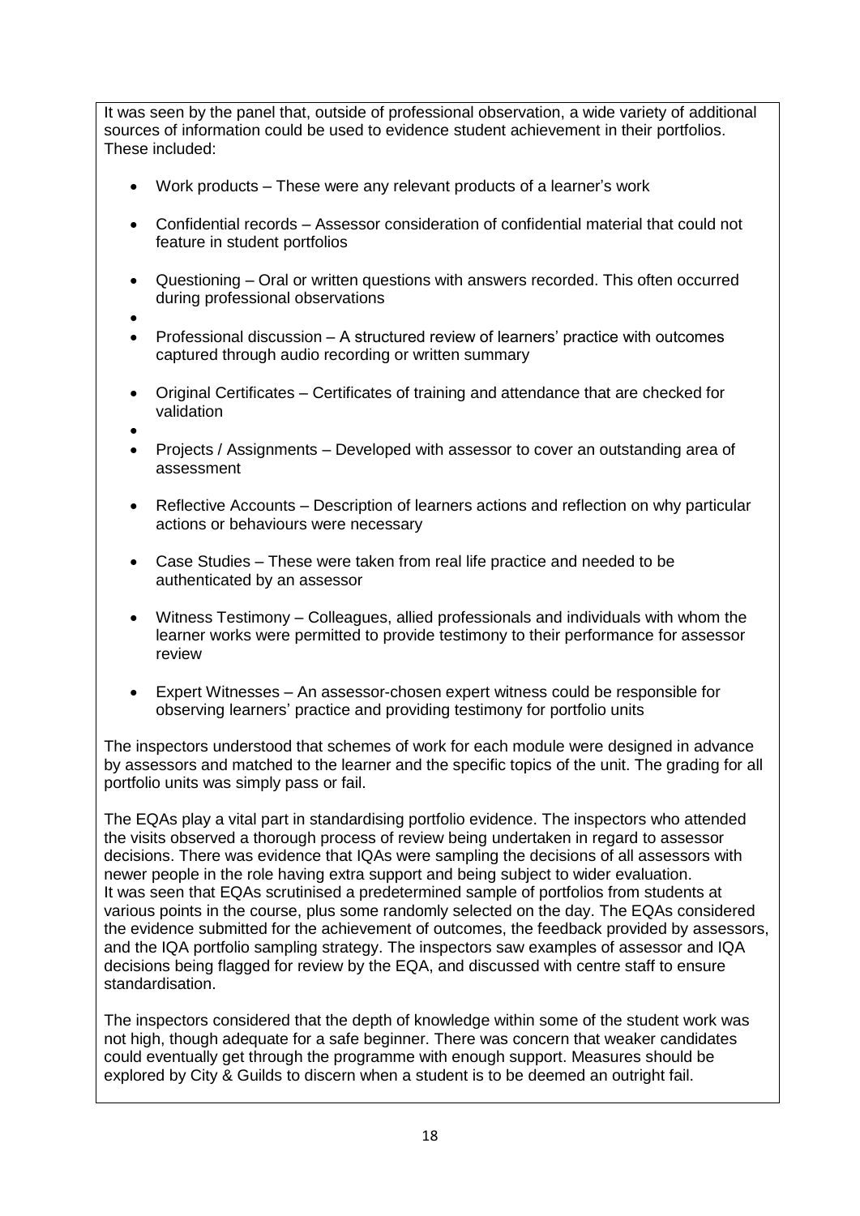It was seen by the panel that, outside of professional observation, a wide variety of additional sources of information could be used to evidence student achievement in their portfolios. These included:

- Work products – These were any relevant products of a learner's work
- Confidential records – Assessor consideration of confidential material that could not feature in student portfolios
- Questioning – Oral or written questions with answers recorded. This often occurred during professional observations
- Professional discussion – A structured review of learners' practice with outcomes captured through audio recording or written summary
- Original Certificates – Certificates of training and attendance that are checked for validation
- Projects / Assignments – Developed with assessor to cover an outstanding area of assessment
- Reflective Accounts – Description of learners actions and reflection on why particular actions or behaviours were necessary
- Case Studies – These were taken from real life practice and needed to be authenticated by an assessor
- Witness Testimony – Colleagues, allied professionals and individuals with whom the learner works were permitted to provide testimony to their performance for assessor review
- Expert Witnesses – An assessor-chosen expert witness could be responsible for observing learners' practice and providing testimony for portfolio units

The inspectors understood that schemes of work for each module were designed in advance by assessors and matched to the learner and the specific topics of the unit. The grading for all portfolio units was simply pass or fail.

The EQAs play a vital part in standardising portfolio evidence. The inspectors who attended the visits observed a thorough process of review being undertaken in regard to assessor decisions. There was evidence that IQAs were sampling the decisions of all assessors with newer people in the role having extra support and being subject to wider evaluation. It was seen that EQAs scrutinised a predetermined sample of portfolios from students at various points in the course, plus some randomly selected on the day. The EQAs considered the evidence submitted for the achievement of outcomes, the feedback provided by assessors, and the IQA portfolio sampling strategy. The inspectors saw examples of assessor and IQA decisions being flagged for review by the EQA, and discussed with centre staff to ensure standardisation.

The inspectors considered that the depth of knowledge within some of the student work was not high, though adequate for a safe beginner. There was concern that weaker candidates could eventually get through the programme with enough support. Measures should be explored by City & Guilds to discern when a student is to be deemed an outright fail.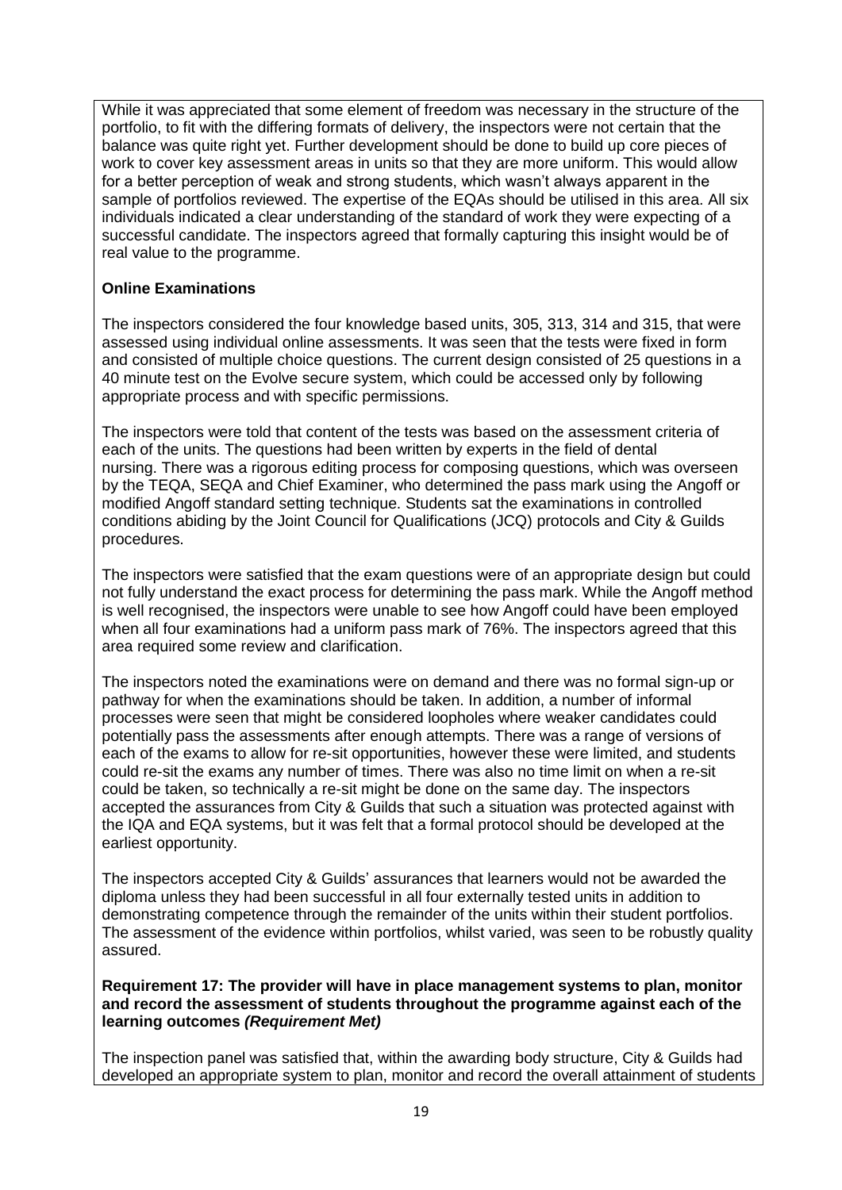While it was appreciated that some element of freedom was necessary in the structure of the portfolio, to fit with the differing formats of delivery, the inspectors were not certain that the balance was quite right yet. Further development should be done to build up core pieces of work to cover key assessment areas in units so that they are more uniform. This would allow for a better perception of weak and strong students, which wasn't always apparent in the sample of portfolios reviewed. The expertise of the EQAs should be utilised in this area. All six individuals indicated a clear understanding of the standard of work they were expecting of a successful candidate. The inspectors agreed that formally capturing this insight would be of real value to the programme.

**Online Examinations**

The inspectors considered the four knowledge based units, 305, 313, 314 and 315, that were assessed using individual online assessments. It was seen that the tests were fixed in form and consisted of multiple choice questions. The current design consisted of 25 questions in a 40 minute test on the Evolve secure system, which could be accessed only by following appropriate process and with specific permissions.

The inspectors were told that content of the tests was based on the assessment criteria of each of the units. The questions had been written by experts in the field of dental nursing. There was a rigorous editing process for composing questions, which was overseen by the TEQA, SEQA and Chief Examiner, who determined the pass mark using the Angoff or modified Angoff standard setting technique. Students sat the examinations in controlled conditions abiding by the Joint Council for Qualifications (JCQ) protocols and City & Guilds procedures.

The inspectors were satisfied that the exam questions were of an appropriate design but could not fully understand the exact process for determining the pass mark. While the Angoff method is well recognised, the inspectors were unable to see how Angoff could have been employed when all four examinations had a uniform pass mark of 76%. The inspectors agreed that this area required some review and clarification.

The inspectors noted the examinations were on demand and there was no formal sign-up or pathway for when the examinations should be taken. In addition, a number of informal processes were seen that might be considered loopholes where weaker candidates could potentially pass the assessments after enough attempts. There was a range of versions of each of the exams to allow for re-sit opportunities, however these were limited, and students could re-sit the exams any number of times. There was also no time limit on when a re-sit could be taken, so technically a re-sit might be done on the same day. The inspectors accepted the assurances from City & Guilds that such a situation was protected against with the IQA and EQA systems, but it was felt that a formal protocol should be developed at the earliest opportunity.

The inspectors accepted City & Guilds' assurances that learners would not be awarded the diploma unless they had been successful in all four externally tested units in addition to demonstrating competence through the remainder of the units within their student portfolios. The assessment of the evidence within portfolios, whilst varied, was seen to be robustly quality assured.

**Requirement 17: The provider will have in place management systems to plan, monitor and record the assessment of students throughout the programme against each of the learning outcomes *(Requirement Met)***

The inspection panel was satisfied that, within the awarding body structure, City & Guilds had developed an appropriate system to plan, monitor and record the overall attainment of students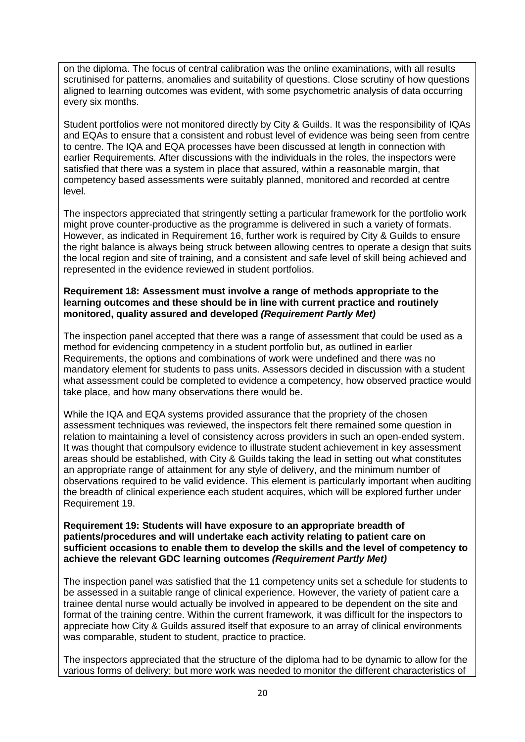on the diploma. The focus of central calibration was the online examinations, with all results scrutinised for patterns, anomalies and suitability of questions. Close scrutiny of how questions aligned to learning outcomes was evident, with some psychometric analysis of data occurring every six months.

Student portfolios were not monitored directly by City & Guilds. It was the responsibility of IQAs and EQAs to ensure that a consistent and robust level of evidence was being seen from centre to centre. The IQA and EQA processes have been discussed at length in connection with earlier Requirements. After discussions with the individuals in the roles, the inspectors were satisfied that there was a system in place that assured, within a reasonable margin, that competency based assessments were suitably planned, monitored and recorded at centre level.

The inspectors appreciated that stringently setting a particular framework for the portfolio work might prove counter-productive as the programme is delivered in such a variety of formats. However, as indicated in Requirement 16, further work is required by City & Guilds to ensure the right balance is always being struck between allowing centres to operate a design that suits the local region and site of training, and a consistent and safe level of skill being achieved and represented in the evidence reviewed in student portfolios.

**Requirement 18: Assessment must involve a range of methods appropriate to the learning outcomes and these should be in line with current practice and routinely monitored, quality assured and developed *(Requirement Partly Met)***

The inspection panel accepted that there was a range of assessment that could be used as a method for evidencing competency in a student portfolio but, as outlined in earlier Requirements, the options and combinations of work were undefined and there was no mandatory element for students to pass units. Assessors decided in discussion with a student what assessment could be completed to evidence a competency, how observed practice would take place, and how many observations there would be.

While the IQA and EQA systems provided assurance that the propriety of the chosen assessment techniques was reviewed, the inspectors felt there remained some question in relation to maintaining a level of consistency across providers in such an open-ended system. It was thought that compulsory evidence to illustrate student achievement in key assessment areas should be established, with City & Guilds taking the lead in setting out what constitutes an appropriate range of attainment for any style of delivery, and the minimum number of observations required to be valid evidence. This element is particularly important when auditing the breadth of clinical experience each student acquires, which will be explored further under Requirement 19.

**Requirement 19: Students will have exposure to an appropriate breadth of patients/procedures and will undertake each activity relating to patient care on sufficient occasions to enable them to develop the skills and the level of competency to achieve the relevant GDC learning outcomes *(Requirement Partly Met)***

The inspection panel was satisfied that the 11 competency units set a schedule for students to be assessed in a suitable range of clinical experience. However, the variety of patient care a trainee dental nurse would actually be involved in appeared to be dependent on the site and format of the training centre. Within the current framework, it was difficult for the inspectors to appreciate how City & Guilds assured itself that exposure to an array of clinical environments was comparable, student to student, practice to practice.

The inspectors appreciated that the structure of the diploma had to be dynamic to allow for the various forms of delivery; but more work was needed to monitor the different characteristics of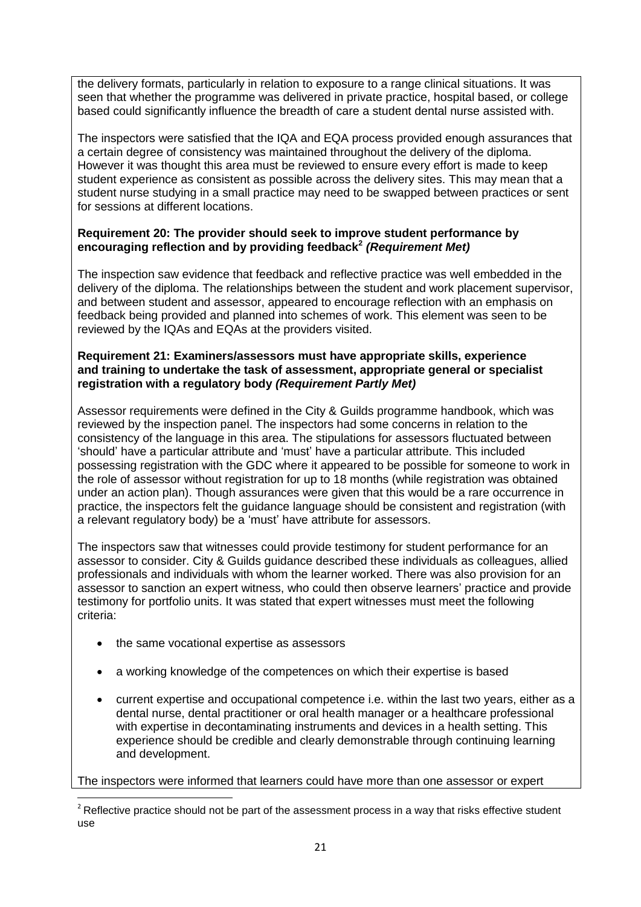the delivery formats, particularly in relation to exposure to a range clinical situations. It was seen that whether the programme was delivered in private practice, hospital based, or college based could significantly influence the breadth of care a student dental nurse assisted with.

The inspectors were satisfied that the IQA and EQA process provided enough assurances that a certain degree of consistency was maintained throughout the delivery of the diploma. However it was thought this area must be reviewed to ensure every effort is made to keep student experience as consistent as possible across the delivery sites. This may mean that a student nurse studying in a small practice may need to be swapped between practices or sent for sessions at different locations.

**Requirement 20: The provider should seek to improve student performance by encouraging reflection and by providing feedback[2] *(Requirement Met)***

The inspection saw evidence that feedback and reflective practice was well embedded in the delivery of the diploma. The relationships between the student and work placement supervisor, and between student and assessor, appeared to encourage reflection with an emphasis on feedback being provided and planned into schemes of work. This element was seen to be reviewed by the IQAs and EQAs at the providers visited.

**Requirement 21: Examiners/assessors must have appropriate skills, experience and training to undertake the task of assessment, appropriate general or specialist registration with a regulatory body *(Requirement Partly Met)***

Assessor requirements were defined in the City & Guilds programme handbook, which was reviewed by the inspection panel. The inspectors had some concerns in relation to the consistency of the language in this area. The stipulations for assessors fluctuated between 'should' have a particular attribute and 'must' have a particular attribute. This included possessing registration with the GDC where it appeared to be possible for someone to work in the role of assessor without registration for up to 18 months (while registration was obtained under an action plan). Though assurances were given that this would be a rare occurrence in practice, the inspectors felt the guidance language should be consistent and registration (with a relevant regulatory body) be a 'must' have attribute for assessors.

The inspectors saw that witnesses could provide testimony for student performance for an assessor to consider. City & Guilds guidance described these individuals as colleagues, allied professionals and individuals with whom the learner worked. There was also provision for an assessor to sanction an expert witness, who could then observe learners' practice and provide testimony for portfolio units. It was stated that expert witnesses must meet the following criteria:

- the same vocational expertise as assessors
- a working knowledge of the competences on which their expertise is based
- current expertise and occupational competence i.e. within the last two years, either as a dental nurse, dental practitioner or oral health manager or a healthcare professional with expertise in decontaminating instruments and devices in a health setting. This experience should be credible and clearly demonstrable through continuing learning and development.

The inspectors were informed that learners could have more than one assessor or expert

[2] Reflective practice should not be part of the assessment process in a way that risks effective student use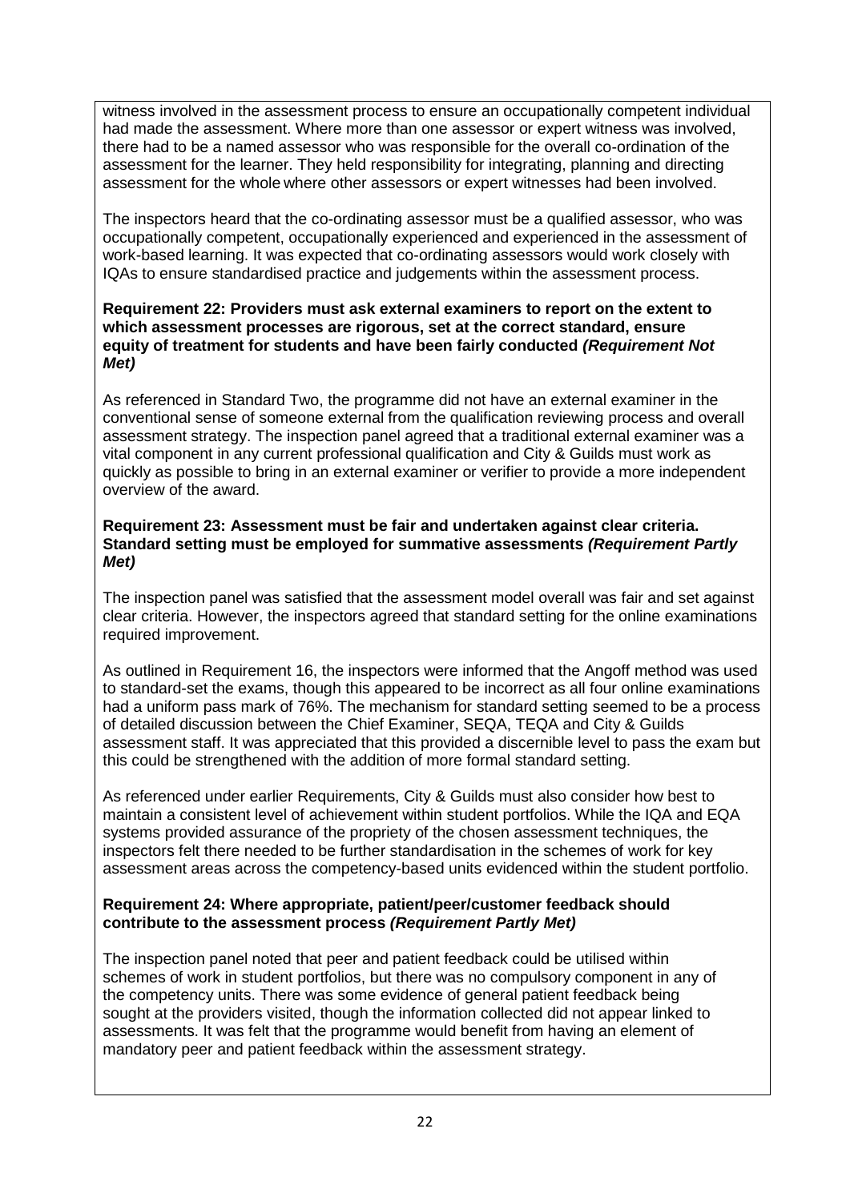witness involved in the assessment process to ensure an occupationally competent individual had made the assessment. Where more than one assessor or expert witness was involved, there had to be a named assessor who was responsible for the overall co-ordination of the assessment for the learner. They held responsibility for integrating, planning and directing assessment for the whole where other assessors or expert witnesses had been involved.

The inspectors heard that the co-ordinating assessor must be a qualified assessor, who was occupationally competent, occupationally experienced and experienced in the assessment of work-based learning. It was expected that co-ordinating assessors would work closely with IQAs to ensure standardised practice and judgements within the assessment process.

**Requirement 22: Providers must ask external examiners to report on the extent to which assessment processes are rigorous, set at the correct standard, ensure equity of treatment for students and have been fairly conducted *(Requirement Not Met)***

As referenced in Standard Two, the programme did not have an external examiner in the conventional sense of someone external from the qualification reviewing process and overall assessment strategy. The inspection panel agreed that a traditional external examiner was a vital component in any current professional qualification and City & Guilds must work as quickly as possible to bring in an external examiner or verifier to provide a more independent overview of the award.

**Requirement 23: Assessment must be fair and undertaken against clear criteria. Standard setting must be employed for summative assessments *(Requirement Partly Met)***

The inspection panel was satisfied that the assessment model overall was fair and set against clear criteria. However, the inspectors agreed that standard setting for the online examinations required improvement.

As outlined in Requirement 16, the inspectors were informed that the Angoff method was used to standard-set the exams, though this appeared to be incorrect as all four online examinations had a uniform pass mark of 76%. The mechanism for standard setting seemed to be a process of detailed discussion between the Chief Examiner, SEQA, TEQA and City & Guilds assessment staff. It was appreciated that this provided a discernible level to pass the exam but this could be strengthened with the addition of more formal standard setting.

As referenced under earlier Requirements, City & Guilds must also consider how best to maintain a consistent level of achievement within student portfolios. While the IQA and EQA systems provided assurance of the propriety of the chosen assessment techniques, the inspectors felt there needed to be further standardisation in the schemes of work for key assessment areas across the competency-based units evidenced within the student portfolio.

**Requirement 24: Where appropriate, patient/peer/customer feedback should contribute to the assessment process *(Requirement Partly Met)***

The inspection panel noted that peer and patient feedback could be utilised within schemes of work in student portfolios, but there was no compulsory component in any of the competency units. There was some evidence of general patient feedback being sought at the providers visited, though the information collected did not appear linked to assessments. It was felt that the programme would benefit from having an element of mandatory peer and patient feedback within the assessment strategy.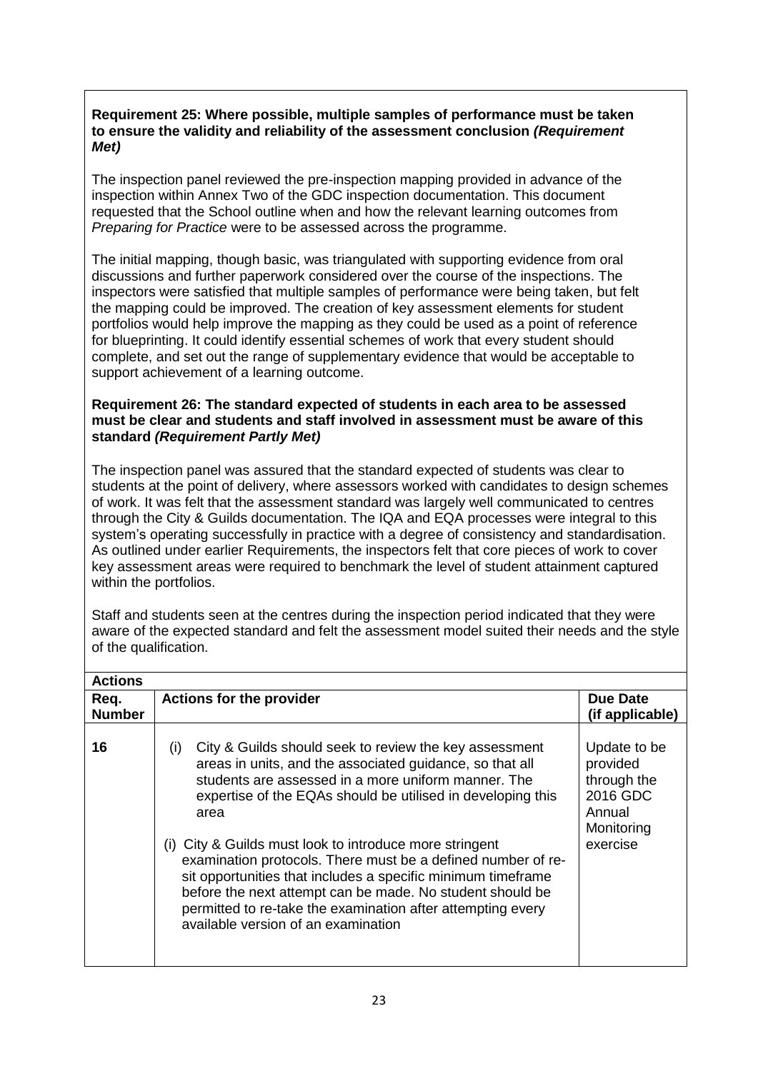**Requirement 25: Where possible, multiple samples of performance must be taken to ensure the validity and reliability of the assessment conclusion *(Requirement Met)***

The inspection panel reviewed the pre-inspection mapping provided in advance of the inspection within Annex Two of the GDC inspection documentation. This document requested that the School outline when and how the relevant learning outcomes from *Preparing for Practice* were to be assessed across the programme.

The initial mapping, though basic, was triangulated with supporting evidence from oral discussions and further paperwork considered over the course of the inspections. The inspectors were satisfied that multiple samples of performance were being taken, but felt the mapping could be improved. The creation of key assessment elements for student portfolios would help improve the mapping as they could be used as a point of reference for blueprinting. It could identify essential schemes of work that every student should complete, and set out the range of supplementary evidence that would be acceptable to support achievement of a learning outcome.

**Requirement 26: The standard expected of students in each area to be assessed must be clear and students and staff involved in assessment must be aware of this standard *(Requirement Partly Met)***

The inspection panel was assured that the standard expected of students was clear to students at the point of delivery, where assessors worked with candidates to design schemes of work. It was felt that the assessment standard was largely well communicated to centres through the City & Guilds documentation. The IQA and EQA processes were integral to this system's operating successfully in practice with a degree of consistency and standardisation. As outlined under earlier Requirements, the inspectors felt that core pieces of work to cover key assessment areas were required to benchmark the level of student attainment captured within the portfolios.

Staff and students seen at the centres during the inspection period indicated that they were aware of the expected standard and felt the assessment model suited their needs and the style of the qualification.

**Actions**

| Req. Number | Actions for the provider | Due Date (if applicable) |
|---|---|---|
| 16 | (i) City & Guilds should seek to review the key assessment areas in units, and the associated guidance, so that all students are assessed in a more uniform manner. The expertise of the EQAs should be utilised in developing this area<br><br>(i) City & Guilds must look to introduce more stringent examination protocols. There must be a defined number of re-sit opportunities that includes a specific minimum timeframe before the next attempt can be made. No student should be permitted to re-take the examination after attempting every available version of an examination | Update to be provided through the 2016 GDC Annual Monitoring exercise |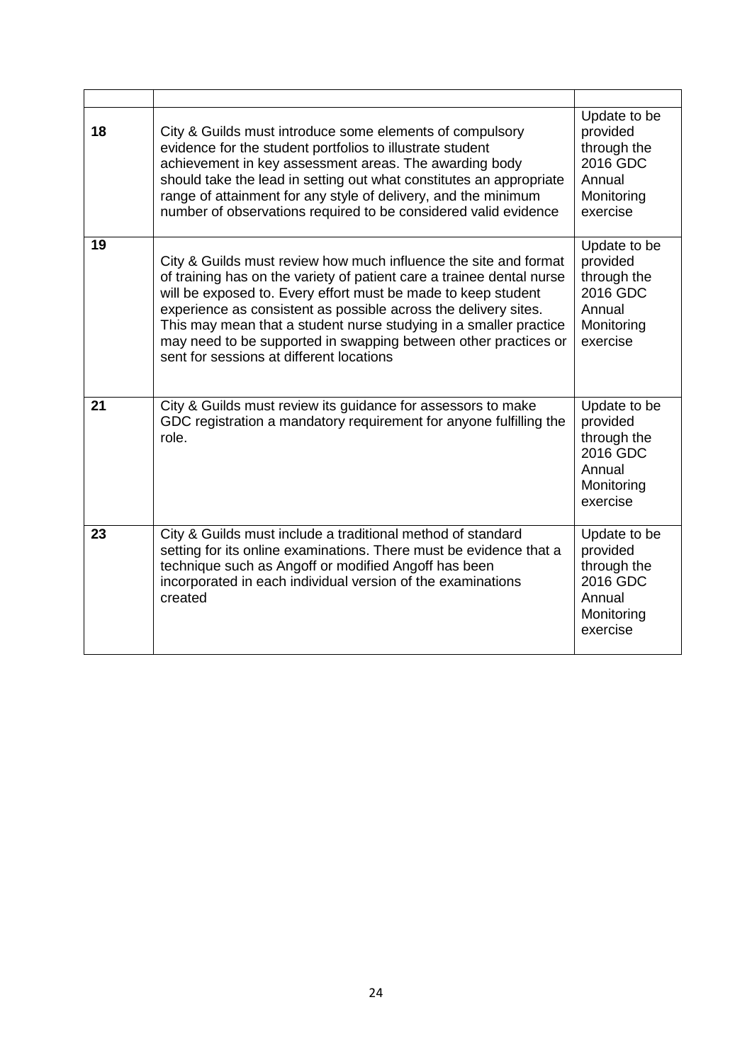| | | |
|---|---|---|
| 18 | City & Guilds must introduce some elements of compulsory evidence for the student portfolios to illustrate student achievement in key assessment areas. The awarding body should take the lead in setting out what constitutes an appropriate range of attainment for any style of delivery, and the minimum number of observations required to be considered valid evidence | Update to be provided through the 2016 GDC Annual Monitoring exercise |
| 19 | City & Guilds must review how much influence the site and format of training has on the variety of patient care a trainee dental nurse will be exposed to. Every effort must be made to keep student experience as consistent as possible across the delivery sites. This may mean that a student nurse studying in a smaller practice may need to be supported in swapping between other practices or sent for sessions at different locations | Update to be provided through the 2016 GDC Annual Monitoring exercise |
| 21 | City & Guilds must review its guidance for assessors to make GDC registration a mandatory requirement for anyone fulfilling the role. | Update to be provided through the 2016 GDC Annual Monitoring exercise |
| 23 | City & Guilds must include a traditional method of standard setting for its online examinations. There must be evidence that a technique such as Angoff or modified Angoff has been incorporated in each individual version of the examinations created | Update to be provided through the 2016 GDC Annual Monitoring exercise |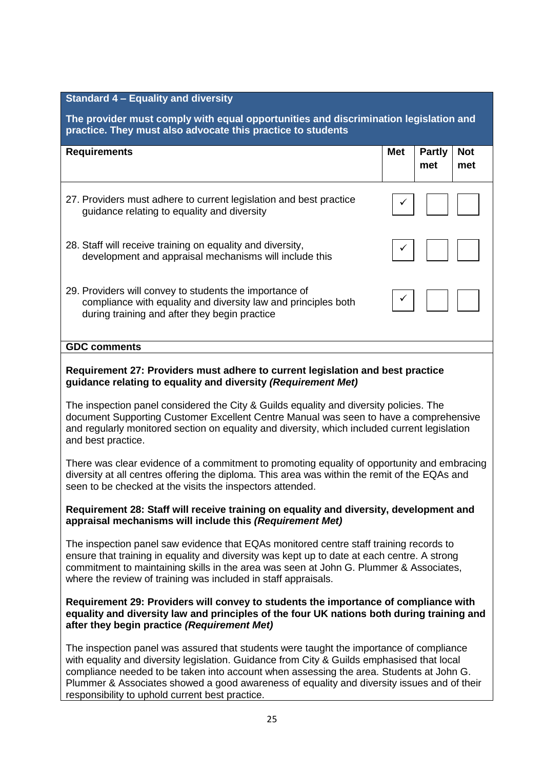| Standard 4 – Equality and diversity | | | |
|---|---|---|---|
| **The provider must comply with equal opportunities and discrimination legislation and practice. They must also advocate this practice to students** | | | |
| **Requirements** | **Met** | **Partly met** | **Not met** |
| 27. Providers must adhere to current legislation and best practice guidance relating to equality and diversity | ✓ | | |
| 28. Staff will receive training on equality and diversity, development and appraisal mechanisms will include this | ✓ | | |
| 29. Providers will convey to students the importance of compliance with equality and diversity law and principles both during training and after they begin practice | ✓ | | |

**GDC comments**

**Requirement 27: Providers must adhere to current legislation and best practice guidance relating to equality and diversity *(Requirement Met)***

The inspection panel considered the City & Guilds equality and diversity policies. The document Supporting Customer Excellent Centre Manual was seen to have a comprehensive and regularly monitored section on equality and diversity, which included current legislation and best practice.

There was clear evidence of a commitment to promoting equality of opportunity and embracing diversity at all centres offering the diploma. This area was within the remit of the EQAs and seen to be checked at the visits the inspectors attended.

**Requirement 28: Staff will receive training on equality and diversity, development and appraisal mechanisms will include this *(Requirement Met)***

The inspection panel saw evidence that EQAs monitored centre staff training records to ensure that training in equality and diversity was kept up to date at each centre. A strong commitment to maintaining skills in the area was seen at John G. Plummer & Associates, where the review of training was included in staff appraisals.

**Requirement 29: Providers will convey to students the importance of compliance with equality and diversity law and principles of the four UK nations both during training and after they begin practice *(Requirement Met)***

The inspection panel was assured that students were taught the importance of compliance with equality and diversity legislation. Guidance from City & Guilds emphasised that local compliance needed to be taken into account when assessing the area. Students at John G. Plummer & Associates showed a good awareness of equality and diversity issues and of their responsibility to uphold current best practice.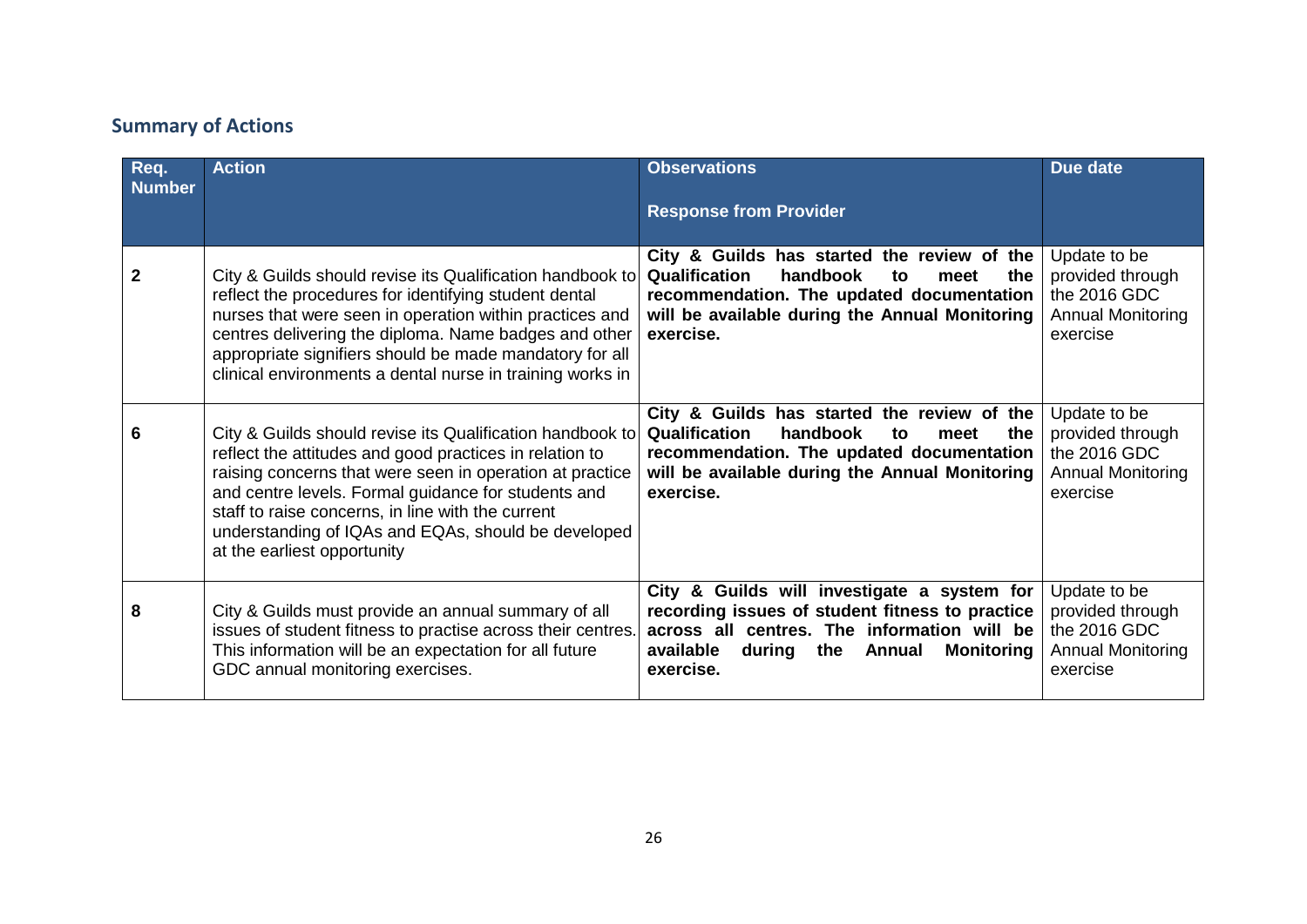## Summary of Actions

| Req. Number | Action | Observations<br><br>Response from Provider | Due date |
|---|---|---|---|
| 2 | City & Guilds should revise its Qualification handbook to reflect the procedures for identifying student dental nurses that were seen in operation within practices and centres delivering the diploma. Name badges and other appropriate signifiers should be made mandatory for all clinical environments a dental nurse in training works in | **City & Guilds has started the review of the Qualification handbook to meet the recommendation. The updated documentation will be available during the Annual Monitoring exercise.** | Update to be provided through the 2016 GDC Annual Monitoring exercise |
| 6 | City & Guilds should revise its Qualification handbook to reflect the attitudes and good practices in relation to raising concerns that were seen in operation at practice and centre levels. Formal guidance for students and staff to raise concerns, in line with the current understanding of IQAs and EQAs, should be developed at the earliest opportunity | **City & Guilds has started the review of the Qualification handbook to meet the recommendation. The updated documentation will be available during the Annual Monitoring exercise.** | Update to be provided through the 2016 GDC Annual Monitoring exercise |
| 8 | City & Guilds must provide an annual summary of all issues of student fitness to practise across their centres. This information will be an expectation for all future GDC annual monitoring exercises. | **City & Guilds will investigate a system for recording issues of student fitness to practice across all centres. The information will be available during the Annual Monitoring exercise.** | Update to be provided through the 2016 GDC Annual Monitoring exercise |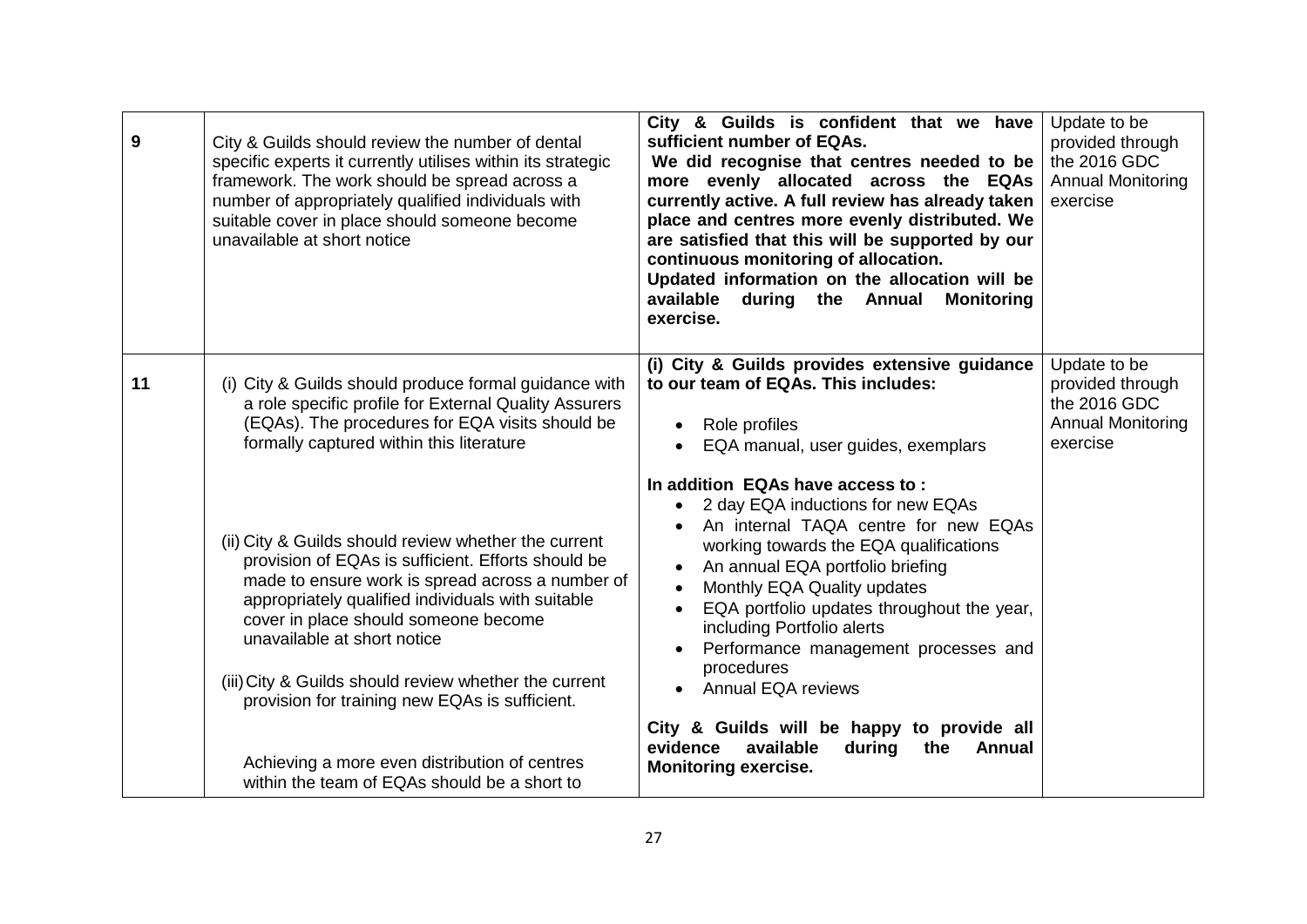| | | | |
|---|---|---|---|
| **9** | City & Guilds should review the number of dental specific experts it currently utilises within its strategic framework. The work should be spread across a number of appropriately qualified individuals with suitable cover in place should someone become unavailable at short notice | **City & Guilds is confident that we have sufficient number of EQAs.**<br>**We did recognise that centres needed to be more evenly allocated across the EQAs currently active. A full review has already taken place and centres more evenly distributed. We are satisfied that this will be supported by our continuous monitoring of allocation.**<br>**Updated information on the allocation will be available during the Annual Monitoring exercise.** | Update to be provided through the 2016 GDC Annual Monitoring exercise |
| **11** | (i) City & Guilds should produce formal guidance with a role specific profile for External Quality Assurers (EQAs). The procedures for EQA visits should be formally captured within this literature<br><br>(ii) City & Guilds should review whether the current provision of EQAs is sufficient. Efforts should be made to ensure work is spread across a number of appropriately qualified individuals with suitable cover in place should someone become unavailable at short notice<br><br>(iii) City & Guilds should review whether the current provision for training new EQAs is sufficient.<br><br>Achieving a more even distribution of centres within the team of EQAs should be a short to | **(i) City & Guilds provides extensive guidance to our team of EQAs. This includes:**<br>• Role profiles<br>• EQA manual, user guides, exemplars<br><br>**In addition EQAs have access to :**<br>• 2 day EQA inductions for new EQAs<br>• An internal TAQA centre for new EQAs working towards the EQA qualifications<br>• An annual EQA portfolio briefing<br>• Monthly EQA Quality updates<br>• EQA portfolio updates throughout the year, including Portfolio alerts<br>• Performance management processes and procedures<br>• Annual EQA reviews<br><br>**City & Guilds will be happy to provide all evidence available during the Annual Monitoring exercise.** | Update to be provided through the 2016 GDC Annual Monitoring exercise |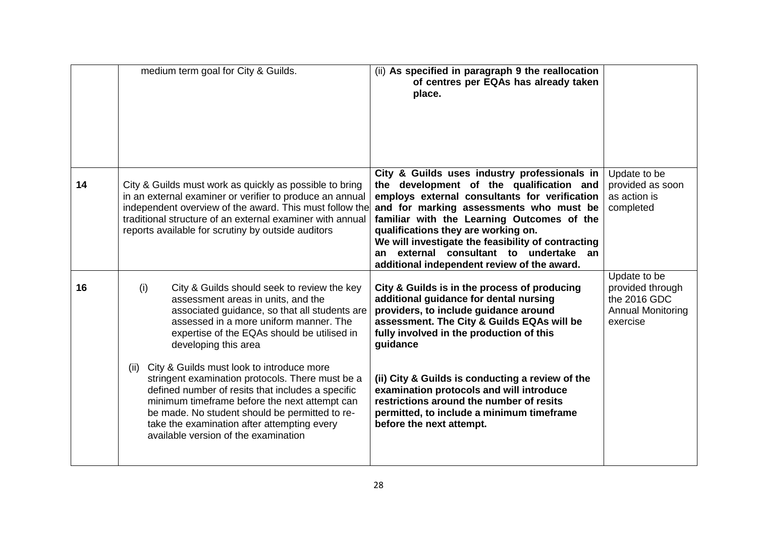| | | | |
|---|---|---|---|
| | medium term goal for City & Guilds. | (ii) **As specified in paragraph 9 the reallocation of centres per EQAs has already taken place.** | |
| **14** | City & Guilds must work as quickly as possible to bring in an external examiner or verifier to produce an annual independent overview of the award. This must follow the traditional structure of an external examiner with annual reports available for scrutiny by outside auditors | **City & Guilds uses industry professionals in the development of the qualification and employs external consultants for verification and for marking assessments who must be familiar with the Learning Outcomes of the qualifications they are working on.**<br>**We will investigate the feasibility of contracting an external consultant to undertake an additional independent review of the award.** | Update to be provided as soon as action is completed |
| **16** | (i) City & Guilds should seek to review the key assessment areas in units, and the associated guidance, so that all students are assessed in a more uniform manner. The expertise of the EQAs should be utilised in developing this area<br><br>(ii) City & Guilds must look to introduce more stringent examination protocols. There must be a defined number of resits that includes a specific minimum timeframe before the next attempt can be made. No student should be permitted to re-take the examination after attempting every available version of the examination | **City & Guilds is in the process of producing additional guidance for dental nursing providers, to include guidance around assessment. The City & Guilds EQAs will be fully involved in the production of this guidance**<br><br>**(ii) City & Guilds is conducting a review of the examination protocols and will introduce restrictions around the number of resits permitted, to include a minimum timeframe before the next attempt.** | Update to be provided through the 2016 GDC Annual Monitoring exercise |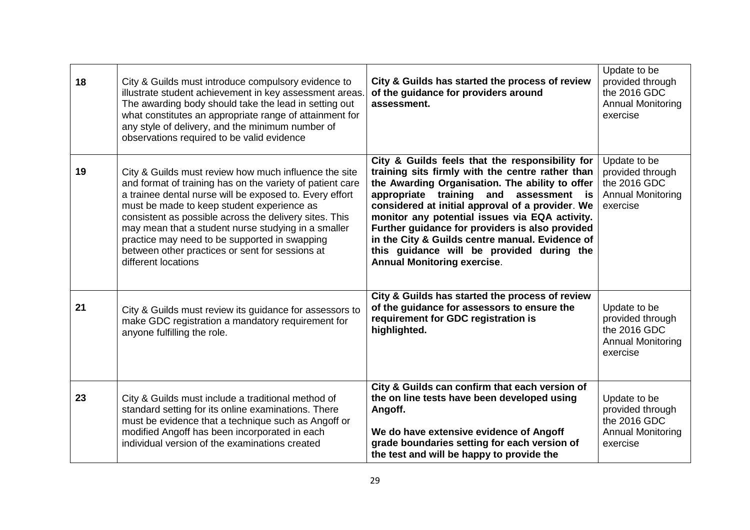| 18 | City & Guilds must introduce compulsory evidence to illustrate student achievement in key assessment areas. The awarding body should take the lead in setting out what constitutes an appropriate range of attainment for any style of delivery, and the minimum number of observations required to be valid evidence | **City & Guilds has started the process of review of the guidance for providers around assessment.** | Update to be provided through the 2016 GDC Annual Monitoring exercise |
|---|---|---|---|
| 19 | City & Guilds must review how much influence the site and format of training has on the variety of patient care a trainee dental nurse will be exposed to. Every effort must be made to keep student experience as consistent as possible across the delivery sites. This may mean that a student nurse studying in a smaller practice may need to be supported in swapping between other practices or sent for sessions at different locations | **City & Guilds feels that the responsibility for training sits firmly with the centre rather than the Awarding Organisation. The ability to offer appropriate training and assessment is considered at initial approval of a provider. We monitor any potential issues via EQA activity. Further guidance for providers is also provided in the City & Guilds centre manual. Evidence of this guidance will be provided during the Annual Monitoring exercise.** | Update to be provided through the 2016 GDC Annual Monitoring exercise |
| 21 | City & Guilds must review its guidance for assessors to make GDC registration a mandatory requirement for anyone fulfilling the role. | **City & Guilds has started the process of review of the guidance for assessors to ensure the requirement for GDC registration is highlighted.** | Update to be provided through the 2016 GDC Annual Monitoring exercise |
| 23 | City & Guilds must include a traditional method of standard setting for its online examinations. There must be evidence that a technique such as Angoff or modified Angoff has been incorporated in each individual version of the examinations created | **City & Guilds can confirm that each version of the on line tests have been developed using Angoff.**<br><br>**We do have extensive evidence of Angoff grade boundaries setting for each version of the test and will be happy to provide the** | Update to be provided through the 2016 GDC Annual Monitoring exercise |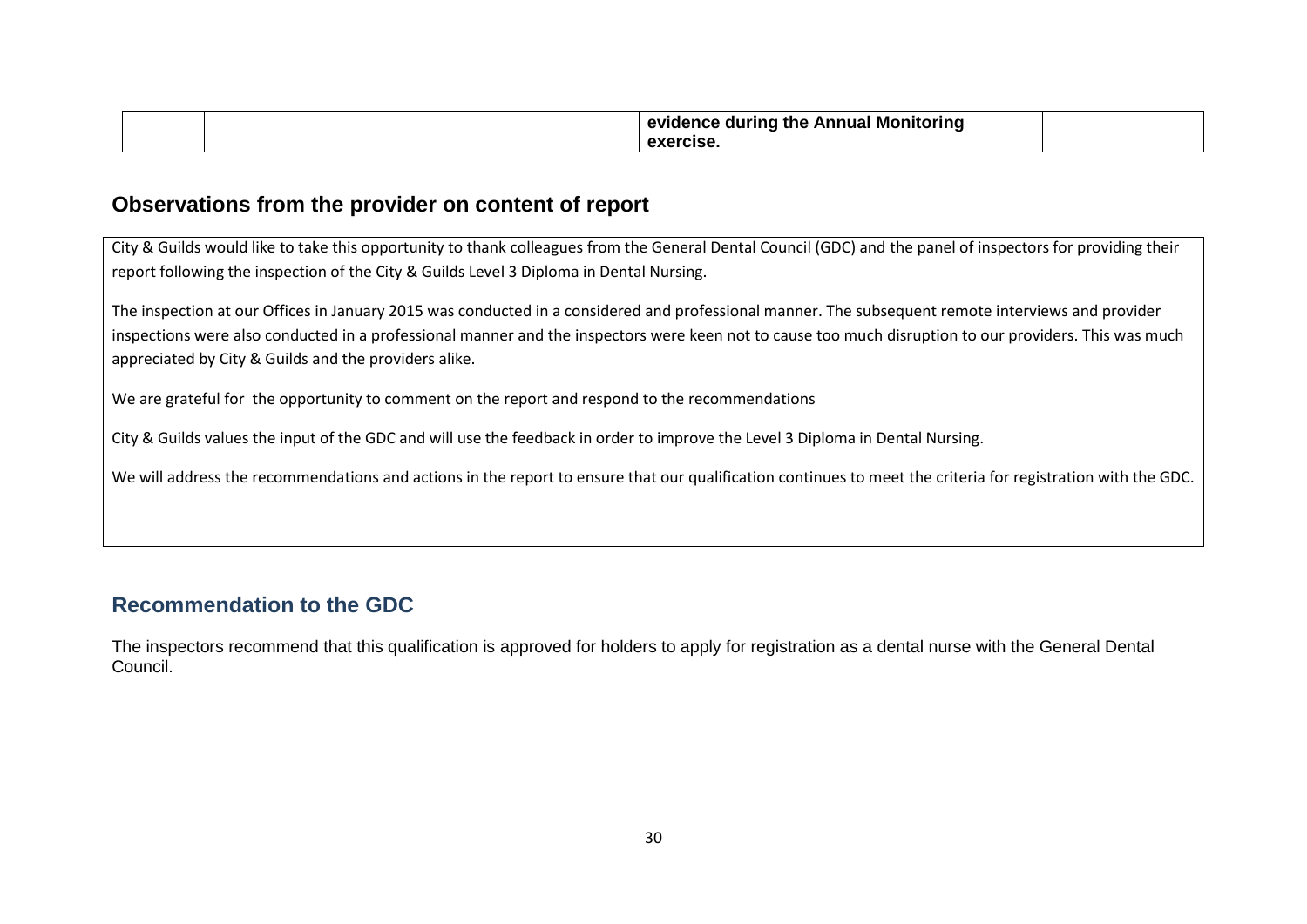| | | | |
|---|---|---|---|
| | | **evidence during the Annual Monitoring exercise.** | |

## Observations from the provider on content of report

City & Guilds would like to take this opportunity to thank colleagues from the General Dental Council (GDC) and the panel of inspectors for providing their report following the inspection of the City & Guilds Level 3 Diploma in Dental Nursing.

The inspection at our Offices in January 2015 was conducted in a considered and professional manner. The subsequent remote interviews and provider inspections were also conducted in a professional manner and the inspectors were keen not to cause too much disruption to our providers. This was much appreciated by City & Guilds and the providers alike.

We are grateful for the opportunity to comment on the report and respond to the recommendations

City & Guilds values the input of the GDC and will use the feedback in order to improve the Level 3 Diploma in Dental Nursing.

We will address the recommendations and actions in the report to ensure that our qualification continues to meet the criteria for registration with the GDC.

## Recommendation to the GDC

The inspectors recommend that this qualification is approved for holders to apply for registration as a dental nurse with the General Dental Council.